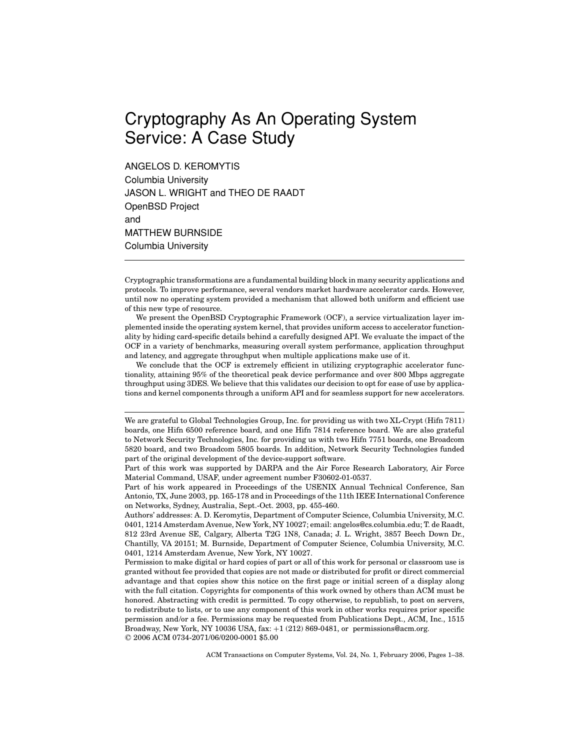# Cryptography As An Operating System Service: A Case Study

ANGELOS D. KEROMYTIS
Columbia University
JASON L. WRIGHT and THEO DE RAADT
OpenBSD Project
and
MATTHEW BURNSIDE
Columbia University

---

Cryptographic transformations are a fundamental building block in many security applications and protocols. To improve performance, several vendors market hardware accelerator cards. However, until now no operating system provided a mechanism that allowed both uniform and efficient use of this new type of resource.

We present the OpenBSD Cryptographic Framework (OCF), a service virtualization layer implemented inside the operating system kernel, that provides uniform access to accelerator functionality by hiding card-specific details behind a carefully designed API. We evaluate the impact of the OCF in a variety of benchmarks, measuring overall system performance, application throughput and latency, and aggregate throughput when multiple applications make use of it.

We conclude that the OCF is extremely efficient in utilizing cryptographic accelerator functionality, attaining 95% of the theoretical peak device performance and over 800 Mbps aggregate throughput using 3DES. We believe that this validates our decision to opt for ease of use by applications and kernel components through a uniform API and for seamless support for new accelerators.

---

We are grateful to Global Technologies Group, Inc. for providing us with two XL-Crypt (Hifn 7811) boards, one Hifn 6500 reference board, and one Hifn 7814 reference board. We are also grateful to Network Security Technologies, Inc. for providing us with two Hifn 7751 boards, one Broadcom 5820 board, and two Broadcom 5805 boards. In addition, Network Security Technologies funded part of the original development of the device-support software.

Part of this work was supported by DARPA and the Air Force Research Laboratory, Air Force Material Command, USAF, under agreement number F30602-01-0537.

Part of his work appeared in Proceedings of the USENIX Annual Technical Conference, San Antonio, TX, June 2003, pp. 165-178 and in Proceedings of the 11th IEEE International Conference on Networks, Sydney, Australia, Sept.-Oct. 2003, pp. 455-460.

Authors' addresses: A. D. Keromytis, Department of Computer Science, Columbia University, M.C. 0401, 1214 Amsterdam Avenue, New York, NY 10027; email: angelos@cs.columbia.edu; T. de Raadt, 812 23rd Avenue SE, Calgary, Alberta T2G 1N8, Canada; J. L. Wright, 3857 Beech Down Dr., Chantilly, VA 20151; M. Burnside, Department of Computer Science, Columbia University, M.C. 0401, 1214 Amsterdam Avenue, New York, NY 10027.

Permission to make digital or hard copies of part or all of this work for personal or classroom use is granted without fee provided that copies are not made or distributed for profit or direct commercial advantage and that copies show this notice on the first page or initial screen of a display along with the full citation. Copyrights for components of this work owned by others than ACM must be honored. Abstracting with credit is permitted. To copy otherwise, to republish, to post on servers, to redistribute to lists, or to use any component of this work in other works requires prior specific permission and/or a fee. Permissions may be requested from Publications Dept., ACM, Inc., 1515 Broadway, New York, NY 10036 USA, fax: +1 (212) 869-0481, or permissions@acm.org.
© 2006 ACM 0734-2071/06/0200-0001 $5.00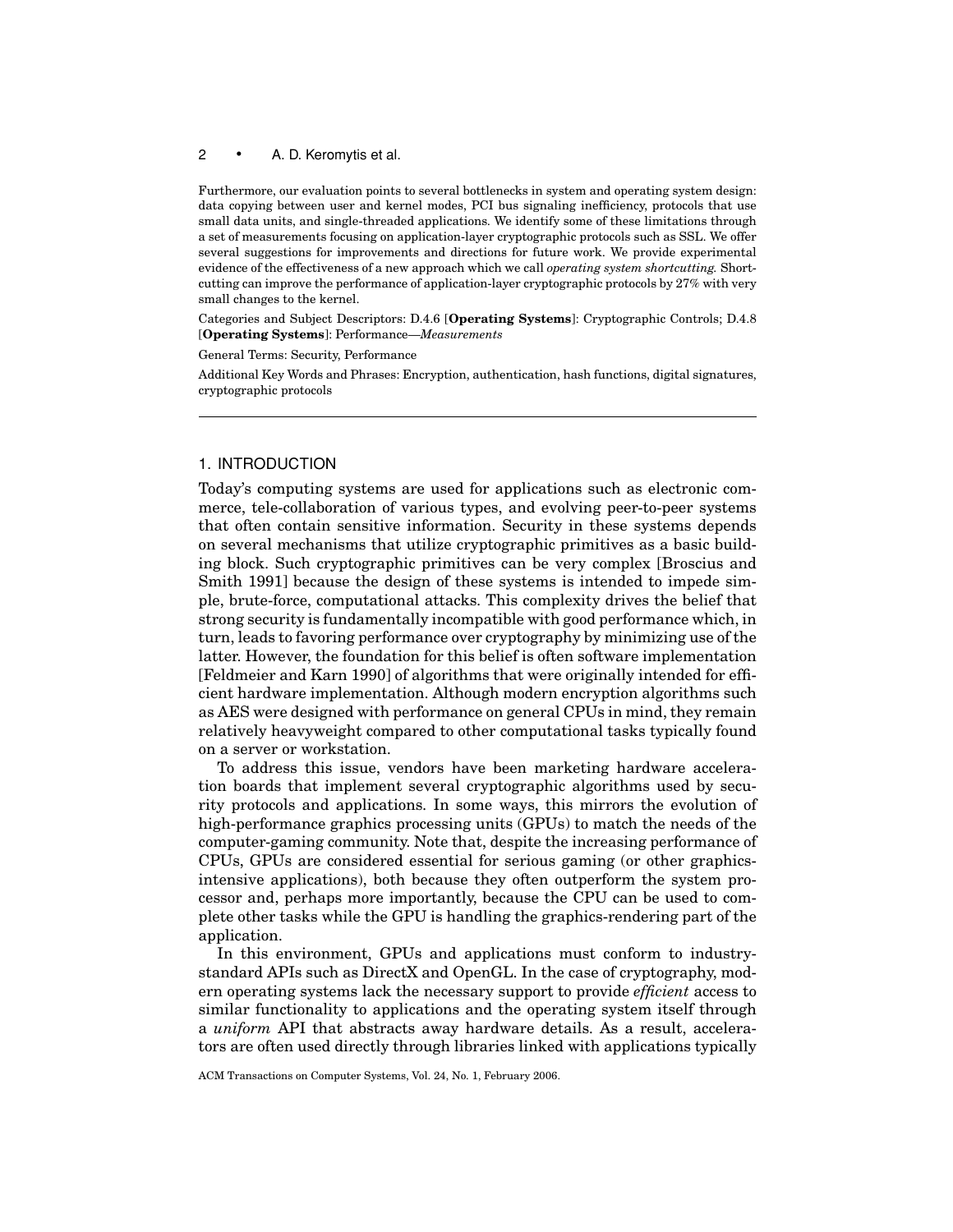Furthermore, our evaluation points to several bottlenecks in system and operating system design: data copying between user and kernel modes, PCI bus signaling inefficiency, protocols that use small data units, and single-threaded applications. We identify some of these limitations through a set of measurements focusing on application-layer cryptographic protocols such as SSL. We offer several suggestions for improvements and directions for future work. We provide experimental evidence of the effectiveness of a new approach which we call *operating system shortcutting.* Shortcutting can improve the performance of application-layer cryptographic protocols by 27% with very small changes to the kernel.

Categories and Subject Descriptors: D.4.6 [**Operating Systems**]: Cryptographic Controls; D.4.8 [**Operating Systems**]: Performance—*Measurements*

General Terms: Security, Performance

Additional Key Words and Phrases: Encryption, authentication, hash functions, digital signatures, cryptographic protocols

## 1. INTRODUCTION

Today's computing systems are used for applications such as electronic commerce, tele-collaboration of various types, and evolving peer-to-peer systems that often contain sensitive information. Security in these systems depends on several mechanisms that utilize cryptographic primitives as a basic building block. Such cryptographic primitives can be very complex [Broscius and Smith 1991] because the design of these systems is intended to impede simple, brute-force, computational attacks. This complexity drives the belief that strong security is fundamentally incompatible with good performance which, in turn, leads to favoring performance over cryptography by minimizing use of the latter. However, the foundation for this belief is often software implementation [Feldmeier and Karn 1990] of algorithms that were originally intended for efficient hardware implementation. Although modern encryption algorithms such as AES were designed with performance on general CPUs in mind, they remain relatively heavyweight compared to other computational tasks typically found on a server or workstation.

To address this issue, vendors have been marketing hardware acceleration boards that implement several cryptographic algorithms used by security protocols and applications. In some ways, this mirrors the evolution of high-performance graphics processing units (GPUs) to match the needs of the computer-gaming community. Note that, despite the increasing performance of CPUs, GPUs are considered essential for serious gaming (or other graphics-intensive applications), both because they often outperform the system processor and, perhaps more importantly, because the CPU can be used to complete other tasks while the GPU is handling the graphics-rendering part of the application.

In this environment, GPUs and applications must conform to industry-standard APIs such as DirectX and OpenGL. In the case of cryptography, modern operating systems lack the necessary support to provide *efficient* access to similar functionality to applications and the operating system itself through a *uniform* API that abstracts away hardware details. As a result, accelerators are often used directly through libraries linked with applications typically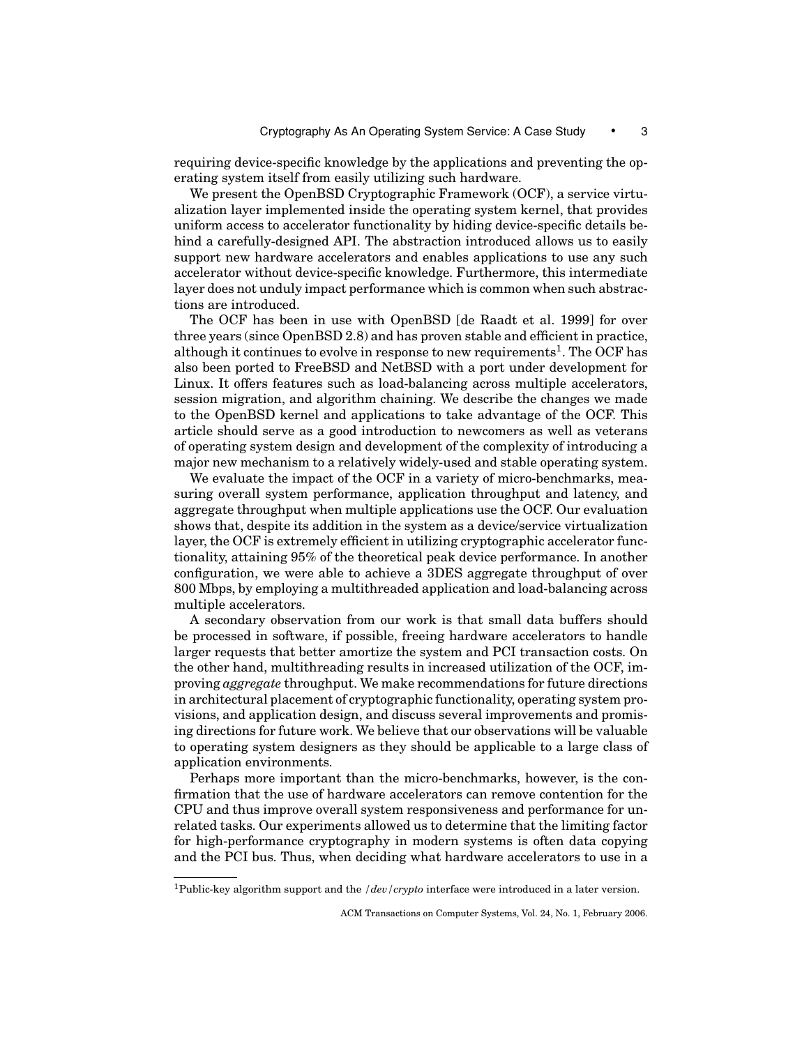requiring device-specific knowledge by the applications and preventing the operating system itself from easily utilizing such hardware.

We present the OpenBSD Cryptographic Framework (OCF), a service virtualization layer implemented inside the operating system kernel, that provides uniform access to accelerator functionality by hiding device-specific details behind a carefully-designed API. The abstraction introduced allows us to easily support new hardware accelerators and enables applications to use any such accelerator without device-specific knowledge. Furthermore, this intermediate layer does not unduly impact performance which is common when such abstractions are introduced.

The OCF has been in use with OpenBSD [de Raadt et al. 1999] for over three years (since OpenBSD 2.8) and has proven stable and efficient in practice, although it continues to evolve in response to new requirements[1]. The OCF has also been ported to FreeBSD and NetBSD with a port under development for Linux. It offers features such as load-balancing across multiple accelerators, session migration, and algorithm chaining. We describe the changes we made to the OpenBSD kernel and applications to take advantage of the OCF. This article should serve as a good introduction to newcomers as well as veterans of operating system design and development of the complexity of introducing a major new mechanism to a relatively widely-used and stable operating system.

We evaluate the impact of the OCF in a variety of micro-benchmarks, measuring overall system performance, application throughput and latency, and aggregate throughput when multiple applications use the OCF. Our evaluation shows that, despite its addition in the system as a device/service virtualization layer, the OCF is extremely efficient in utilizing cryptographic accelerator functionality, attaining 95% of the theoretical peak device performance. In another configuration, we were able to achieve a 3DES aggregate throughput of over 800 Mbps, by employing a multithreaded application and load-balancing across multiple accelerators.

A secondary observation from our work is that small data buffers should be processed in software, if possible, freeing hardware accelerators to handle larger requests that better amortize the system and PCI transaction costs. On the other hand, multithreading results in increased utilization of the OCF, improving *aggregate* throughput. We make recommendations for future directions in architectural placement of cryptographic functionality, operating system provisions, and application design, and discuss several improvements and promising directions for future work. We believe that our observations will be valuable to operating system designers as they should be applicable to a large class of application environments.

Perhaps more important than the micro-benchmarks, however, is the confirmation that the use of hardware accelerators can remove contention for the CPU and thus improve overall system responsiveness and performance for unrelated tasks. Our experiments allowed us to determine that the limiting factor for high-performance cryptography in modern systems is often data copying and the PCI bus. Thus, when deciding what hardware accelerators to use in a

[1] Public-key algorithm support and the */dev/crypto* interface were introduced in a later version.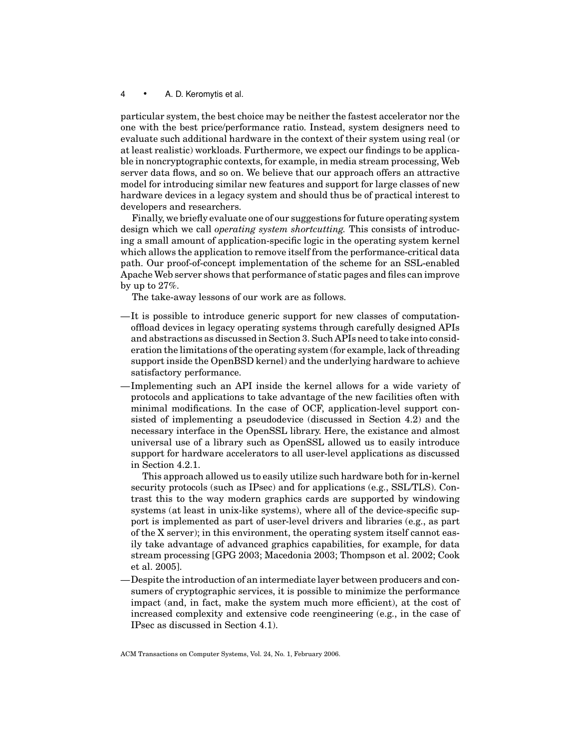particular system, the best choice may be neither the fastest accelerator nor the one with the best price/performance ratio. Instead, system designers need to evaluate such additional hardware in the context of their system using real (or at least realistic) workloads. Furthermore, we expect our findings to be applicable in noncryptographic contexts, for example, in media stream processing, Web server data flows, and so on. We believe that our approach offers an attractive model for introducing similar new features and support for large classes of new hardware devices in a legacy system and should thus be of practical interest to developers and researchers.

Finally, we briefly evaluate one of our suggestions for future operating system design which we call *operating system shortcutting*. This consists of introducing a small amount of application-specific logic in the operating system kernel which allows the application to remove itself from the performance-critical data path. Our proof-of-concept implementation of the scheme for an SSL-enabled Apache Web server shows that performance of static pages and files can improve by up to 27%.

The take-away lessons of our work are as follows.

- It is possible to introduce generic support for new classes of computation-offload devices in legacy operating systems through carefully designed APIs and abstractions as discussed in Section 3. Such APIs need to take into consideration the limitations of the operating system (for example, lack of threading support inside the OpenBSD kernel) and the underlying hardware to achieve satisfactory performance.
- Implementing such an API inside the kernel allows for a wide variety of protocols and applications to take advantage of the new facilities often with minimal modifications. In the case of OCF, application-level support consisted of implementing a pseudodevice (discussed in Section 4.2) and the necessary interface in the OpenSSL library. Here, the existance and almost universal use of a library such as OpenSSL allowed us to easily introduce support for hardware accelerators to all user-level applications as discussed in Section 4.2.1.

  This approach allowed us to easily utilize such hardware both for in-kernel security protocols (such as IPsec) and for applications (e.g., SSL/TLS). Contrast this to the way modern graphics cards are supported by windowing systems (at least in unix-like systems), where all of the device-specific support is implemented as part of user-level drivers and libraries (e.g., as part of the X server); in this environment, the operating system itself cannot easily take advantage of advanced graphics capabilities, for example, for data stream processing [GPG 2003; Macedonia 2003; Thompson et al. 2002; Cook et al. 2005].
- Despite the introduction of an intermediate layer between producers and consumers of cryptographic services, it is possible to minimize the performance impact (and, in fact, make the system much more efficient), at the cost of increased complexity and extensive code reengineering (e.g., in the case of IPsec as discussed in Section 4.1).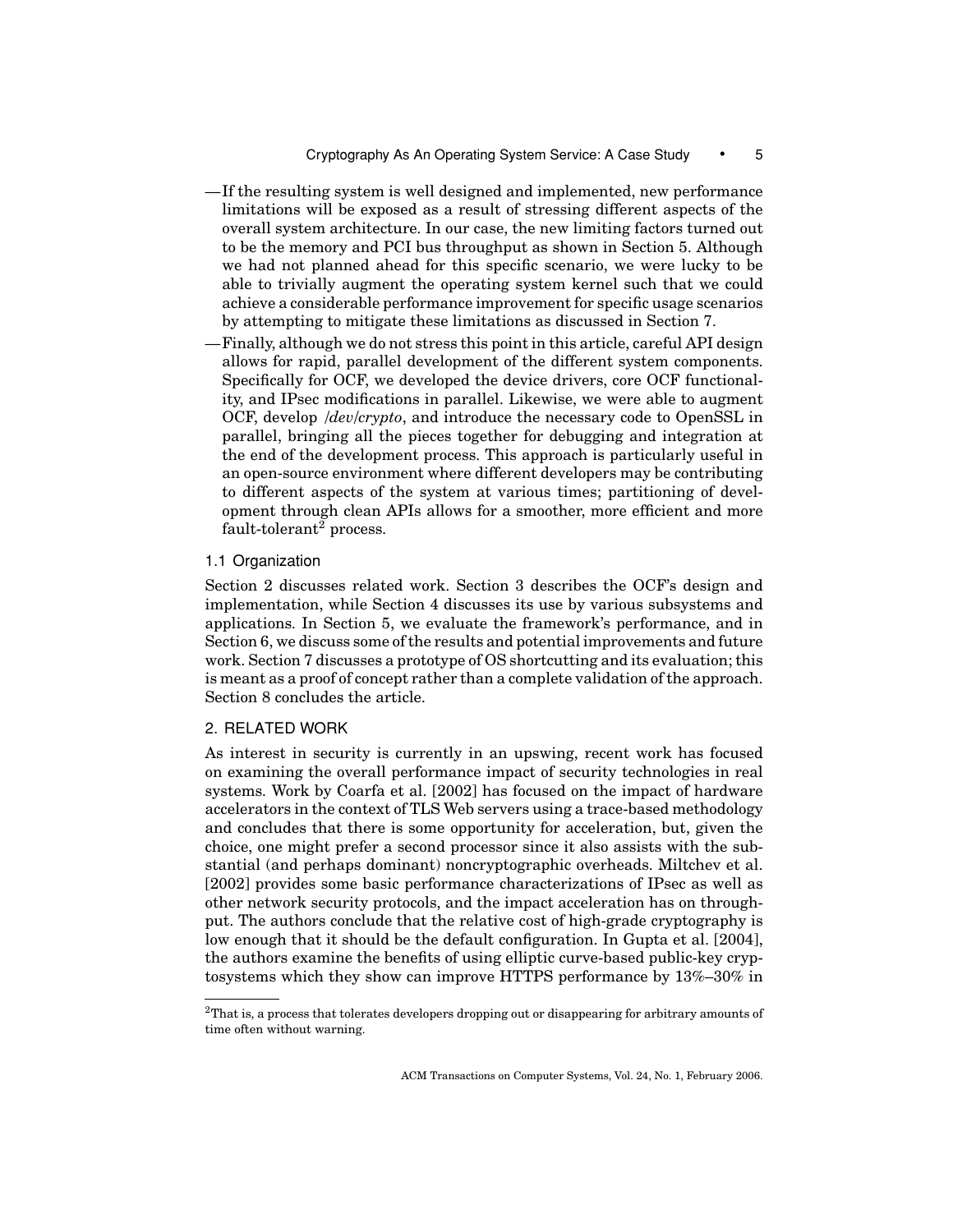- If the resulting system is well designed and implemented, new performance limitations will be exposed as a result of stressing different aspects of the overall system architecture. In our case, the new limiting factors turned out to be the memory and PCI bus throughput as shown in Section 5. Although we had not planned ahead for this specific scenario, we were lucky to be able to trivially augment the operating system kernel such that we could achieve a considerable performance improvement for specific usage scenarios by attempting to mitigate these limitations as discussed in Section 7.
- Finally, although we do not stress this point in this article, careful API design allows for rapid, parallel development of the different system components. Specifically for OCF, we developed the device drivers, core OCF functionality, and IPsec modifications in parallel. Likewise, we were able to augment OCF, develop */dev/crypto*, and introduce the necessary code to OpenSSL in parallel, bringing all the pieces together for debugging and integration at the end of the development process. This approach is particularly useful in an open-source environment where different developers may be contributing to different aspects of the system at various times; partitioning of development through clean APIs allows for a smoother, more efficient and more fault-tolerant[2] process.

### 1.1 Organization

Section 2 discusses related work. Section 3 describes the OCF's design and implementation, while Section 4 discusses its use by various subsystems and applications. In Section 5, we evaluate the framework's performance, and in Section 6, we discuss some of the results and potential improvements and future work. Section 7 discusses a prototype of OS shortcutting and its evaluation; this is meant as a proof of concept rather than a complete validation of the approach. Section 8 concludes the article.

## 2. RELATED WORK

As interest in security is currently in an upswing, recent work has focused on examining the overall performance impact of security technologies in real systems. Work by Coarfa et al. [2002] has focused on the impact of hardware accelerators in the context of TLS Web servers using a trace-based methodology and concludes that there is some opportunity for acceleration, but, given the choice, one might prefer a second processor since it also assists with the substantial (and perhaps dominant) noncryptographic overheads. Miltchev et al. [2002] provides some basic performance characterizations of IPsec as well as other network security protocols, and the impact acceleration has on throughput. The authors conclude that the relative cost of high-grade cryptography is low enough that it should be the default configuration. In Gupta et al. [2004], the authors examine the benefits of using elliptic curve-based public-key cryptosystems which they show can improve HTTPS performance by 13%–30% in

---

[2] That is, a process that tolerates developers dropping out or disappearing for arbitrary amounts of time often without warning.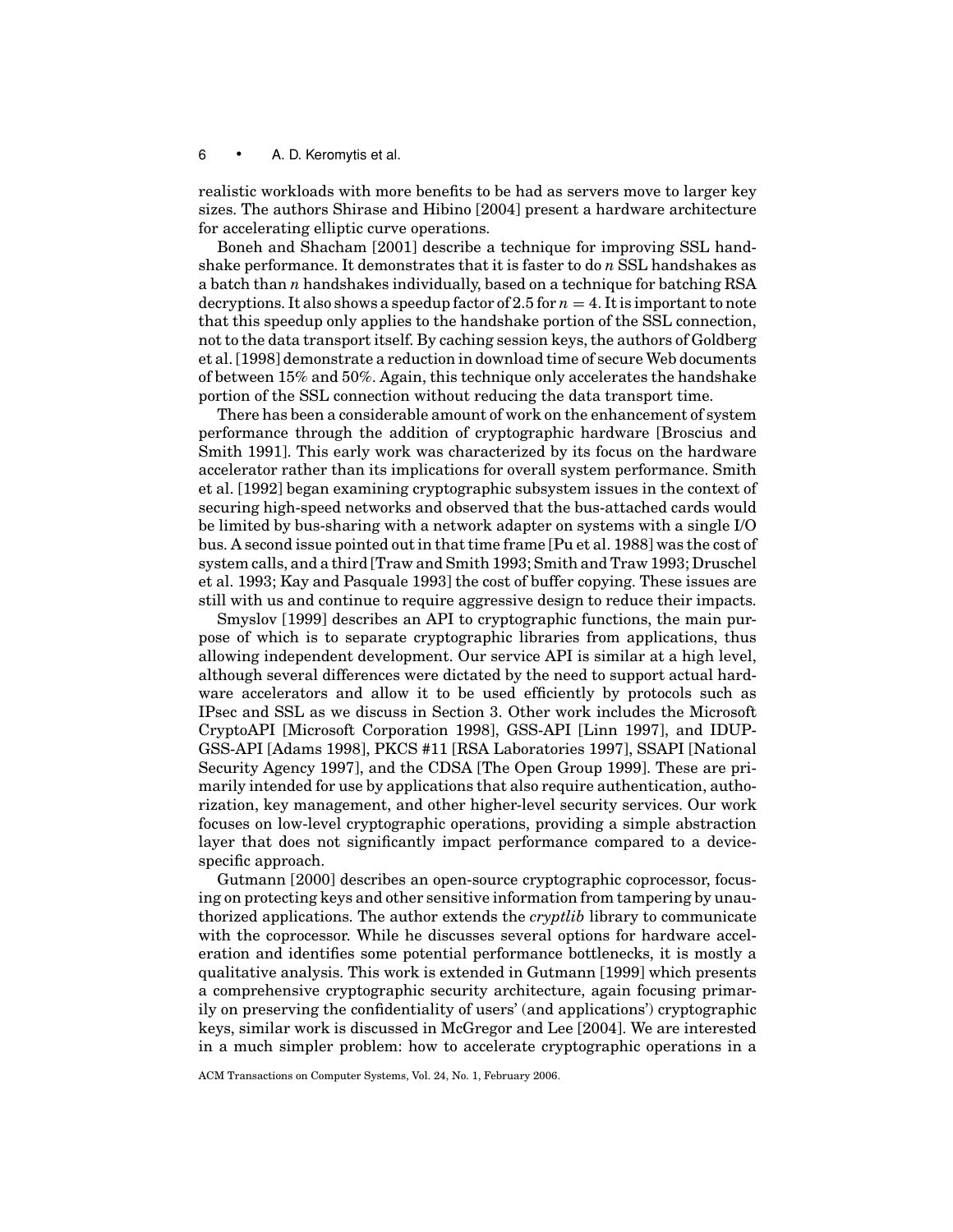realistic workloads with more benefits to be had as servers move to larger key sizes. The authors Shirase and Hibino [2004] present a hardware architecture for accelerating elliptic curve operations.

Boneh and Shacham [2001] describe a technique for improving SSL handshake performance. It demonstrates that it is faster to do $n$ SSL handshakes as a batch than $n$ handshakes individually, based on a technique for batching RSA decryptions. It also shows a speedup factor of 2.5 for $n = 4$. It is important to note that this speedup only applies to the handshake portion of the SSL connection, not to the data transport itself. By caching session keys, the authors of Goldberg et al. [1998] demonstrate a reduction in download time of secure Web documents of between 15% and 50%. Again, this technique only accelerates the handshake portion of the SSL connection without reducing the data transport time.

There has been a considerable amount of work on the enhancement of system performance through the addition of cryptographic hardware [Broscius and Smith 1991]. This early work was characterized by its focus on the hardware accelerator rather than its implications for overall system performance. Smith et al. [1992] began examining cryptographic subsystem issues in the context of securing high-speed networks and observed that the bus-attached cards would be limited by bus-sharing with a network adapter on systems with a single I/O bus. A second issue pointed out in that time frame [Pu et al. 1988] was the cost of system calls, and a third [Traw and Smith 1993; Smith and Traw 1993; Druschel et al. 1993; Kay and Pasquale 1993] the cost of buffer copying. These issues are still with us and continue to require aggressive design to reduce their impacts.

Smyslov [1999] describes an API to cryptographic functions, the main purpose of which is to separate cryptographic libraries from applications, thus allowing independent development. Our service API is similar at a high level, although several differences were dictated by the need to support actual hardware accelerators and allow it to be used efficiently by protocols such as IPsec and SSL as we discuss in Section 3. Other work includes the Microsoft CryptoAPI [Microsoft Corporation 1998], GSS-API [Linn 1997], and IDUP-GSS-API [Adams 1998], PKCS #11 [RSA Laboratories 1997], SSAPI [National Security Agency 1997], and the CDSA [The Open Group 1999]. These are primarily intended for use by applications that also require authentication, authorization, key management, and other higher-level security services. Our work focuses on low-level cryptographic operations, providing a simple abstraction layer that does not significantly impact performance compared to a device-specific approach.

Gutmann [2000] describes an open-source cryptographic coprocessor, focusing on protecting keys and other sensitive information from tampering by unauthorized applications. The author extends the *cryptlib* library to communicate with the coprocessor. While he discusses several options for hardware acceleration and identifies some potential performance bottlenecks, it is mostly a qualitative analysis. This work is extended in Gutmann [1999] which presents a comprehensive cryptographic security architecture, again focusing primarily on preserving the confidentiality of users' (and applications') cryptographic keys, similar work is discussed in McGregor and Lee [2004]. We are interested in a much simpler problem: how to accelerate cryptographic operations in a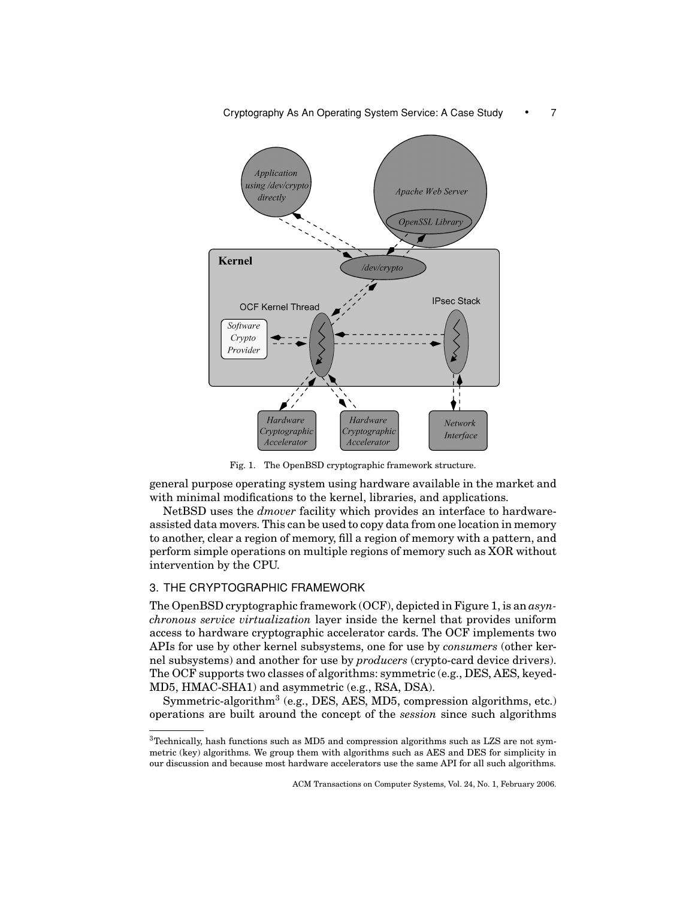Fig. 1. The OpenBSD cryptographic framework structure.

general purpose operating system using hardware available in the market and with minimal modifications to the kernel, libraries, and applications.

NetBSD uses the *dmover* facility which provides an interface to hardware-assisted data movers. This can be used to copy data from one location in memory to another, clear a region of memory, fill a region of memory with a pattern, and perform simple operations on multiple regions of memory such as XOR without intervention by the CPU.

## 3. THE CRYPTOGRAPHIC FRAMEWORK

The OpenBSD cryptographic framework (OCF), depicted in Figure 1, is an *asynchronous service virtualization* layer inside the kernel that provides uniform access to hardware cryptographic accelerator cards. The OCF implements two APIs for use by other kernel subsystems, one for use by *consumers* (other kernel subsystems) and another for use by *producers* (crypto-card device drivers). The OCF supports two classes of algorithms: symmetric (e.g., DES, AES, keyed-MD5, HMAC-SHA1) and asymmetric (e.g., RSA, DSA).

Symmetric-algorithm[3] (e.g., DES, AES, MD5, compression algorithms, etc.) operations are built around the concept of the *session* since such algorithms

[3]Technically, hash functions such as MD5 and compression algorithms such as LZS are not symmetric (key) algorithms. We group them with algorithms such as AES and DES for simplicity in our discussion and because most hardware accelerators use the same API for all such algorithms.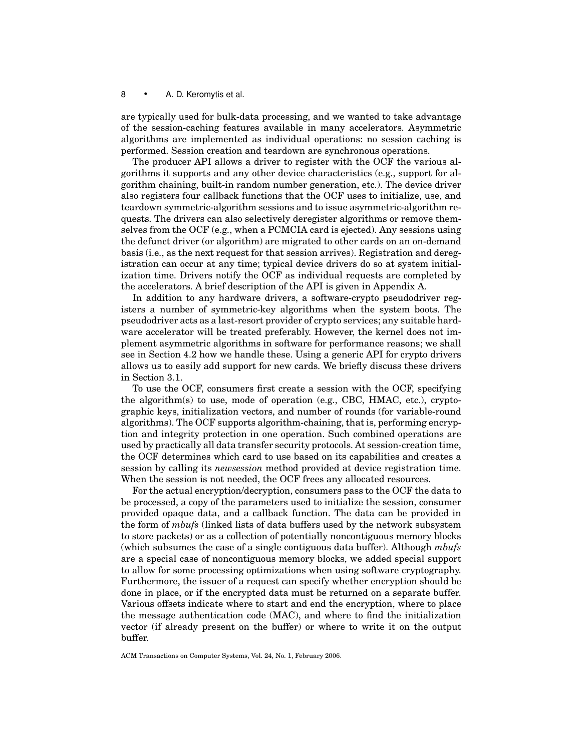are typically used for bulk-data processing, and we wanted to take advantage of the session-caching features available in many accelerators. Asymmetric algorithms are implemented as individual operations: no session caching is performed. Session creation and teardown are synchronous operations.

The producer API allows a driver to register with the OCF the various algorithms it supports and any other device characteristics (e.g., support for algorithm chaining, built-in random number generation, etc.). The device driver also registers four callback functions that the OCF uses to initialize, use, and teardown symmetric-algorithm sessions and to issue asymmetric-algorithm requests. The drivers can also selectively deregister algorithms or remove themselves from the OCF (e.g., when a PCMCIA card is ejected). Any sessions using the defunct driver (or algorithm) are migrated to other cards on an on-demand basis (i.e., as the next request for that session arrives). Registration and deregistration can occur at any time; typical device drivers do so at system initialization time. Drivers notify the OCF as individual requests are completed by the accelerators. A brief description of the API is given in Appendix A.

In addition to any hardware drivers, a software-crypto pseudodriver registers a number of symmetric-key algorithms when the system boots. The pseudodriver acts as a last-resort provider of crypto services; any suitable hardware accelerator will be treated preferably. However, the kernel does not implement asymmetric algorithms in software for performance reasons; we shall see in Section 4.2 how we handle these. Using a generic API for crypto drivers allows us to easily add support for new cards. We briefly discuss these drivers in Section 3.1.

To use the OCF, consumers first create a session with the OCF, specifying the algorithm(s) to use, mode of operation (e.g., CBC, HMAC, etc.), cryptographic keys, initialization vectors, and number of rounds (for variable-round algorithms). The OCF supports algorithm-chaining, that is, performing encryption and integrity protection in one operation. Such combined operations are used by practically all data transfer security protocols. At session-creation time, the OCF determines which card to use based on its capabilities and creates a session by calling its *newsession* method provided at device registration time. When the session is not needed, the OCF frees any allocated resources.

For the actual encryption/decryption, consumers pass to the OCF the data to be processed, a copy of the parameters used to initialize the session, consumer provided opaque data, and a callback function. The data can be provided in the form of *mbufs* (linked lists of data buffers used by the network subsystem to store packets) or as a collection of potentially noncontiguous memory blocks (which subsumes the case of a single contiguous data buffer). Although *mbufs* are a special case of noncontiguous memory blocks, we added special support to allow for some processing optimizations when using software cryptography. Furthermore, the issuer of a request can specify whether encryption should be done in place, or if the encrypted data must be returned on a separate buffer. Various offsets indicate where to start and end the encryption, where to place the message authentication code (MAC), and where to find the initialization vector (if already present on the buffer) or where to write it on the output buffer.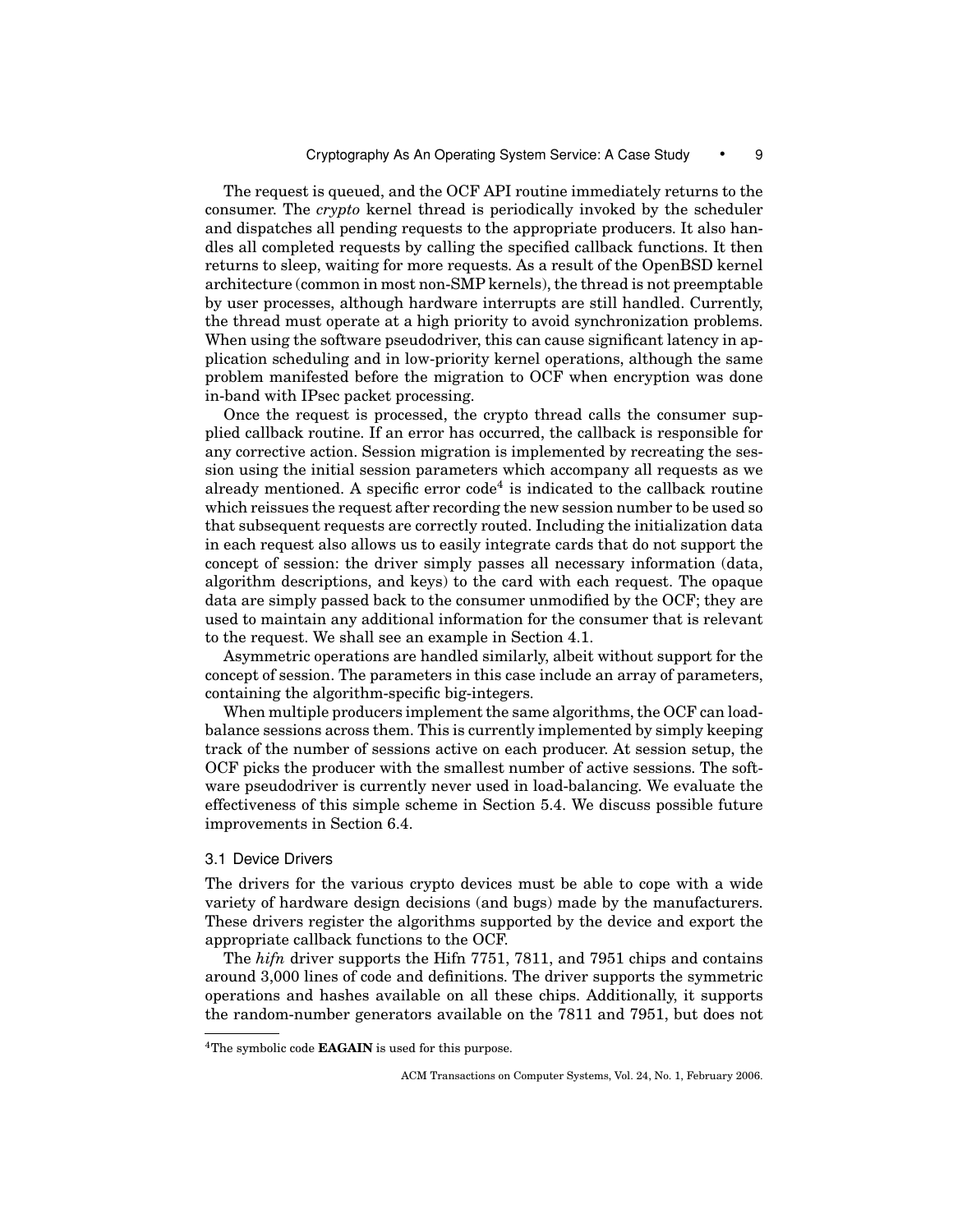The request is queued, and the OCF API routine immediately returns to the consumer. The *crypto* kernel thread is periodically invoked by the scheduler and dispatches all pending requests to the appropriate producers. It also handles all completed requests by calling the specified callback functions. It then returns to sleep, waiting for more requests. As a result of the OpenBSD kernel architecture (common in most non-SMP kernels), the thread is not preemptable by user processes, although hardware interrupts are still handled. Currently, the thread must operate at a high priority to avoid synchronization problems. When using the software pseudodriver, this can cause significant latency in application scheduling and in low-priority kernel operations, although the same problem manifested before the migration to OCF when encryption was done in-band with IPsec packet processing.

Once the request is processed, the crypto thread calls the consumer supplied callback routine. If an error has occurred, the callback is responsible for any corrective action. Session migration is implemented by recreating the session using the initial session parameters which accompany all requests as we already mentioned. A specific error code[4] is indicated to the callback routine which reissues the request after recording the new session number to be used so that subsequent requests are correctly routed. Including the initialization data in each request also allows us to easily integrate cards that do not support the concept of session: the driver simply passes all necessary information (data, algorithm descriptions, and keys) to the card with each request. The opaque data are simply passed back to the consumer unmodified by the OCF; they are used to maintain any additional information for the consumer that is relevant to the request. We shall see an example in Section 4.1.

Asymmetric operations are handled similarly, albeit without support for the concept of session. The parameters in this case include an array of parameters, containing the algorithm-specific big-integers.

When multiple producers implement the same algorithms, the OCF can load-balance sessions across them. This is currently implemented by simply keeping track of the number of sessions active on each producer. At session setup, the OCF picks the producer with the smallest number of active sessions. The software pseudodriver is currently never used in load-balancing. We evaluate the effectiveness of this simple scheme in Section 5.4. We discuss possible future improvements in Section 6.4.

### 3.1 Device Drivers

The drivers for the various crypto devices must be able to cope with a wide variety of hardware design decisions (and bugs) made by the manufacturers. These drivers register the algorithms supported by the device and export the appropriate callback functions to the OCF.

The *hifn* driver supports the Hifn 7751, 7811, and 7951 chips and contains around 3,000 lines of code and definitions. The driver supports the symmetric operations and hashes available on all these chips. Additionally, it supports the random-number generators available on the 7811 and 7951, but does not

[4]The symbolic code **EAGAIN** is used for this purpose.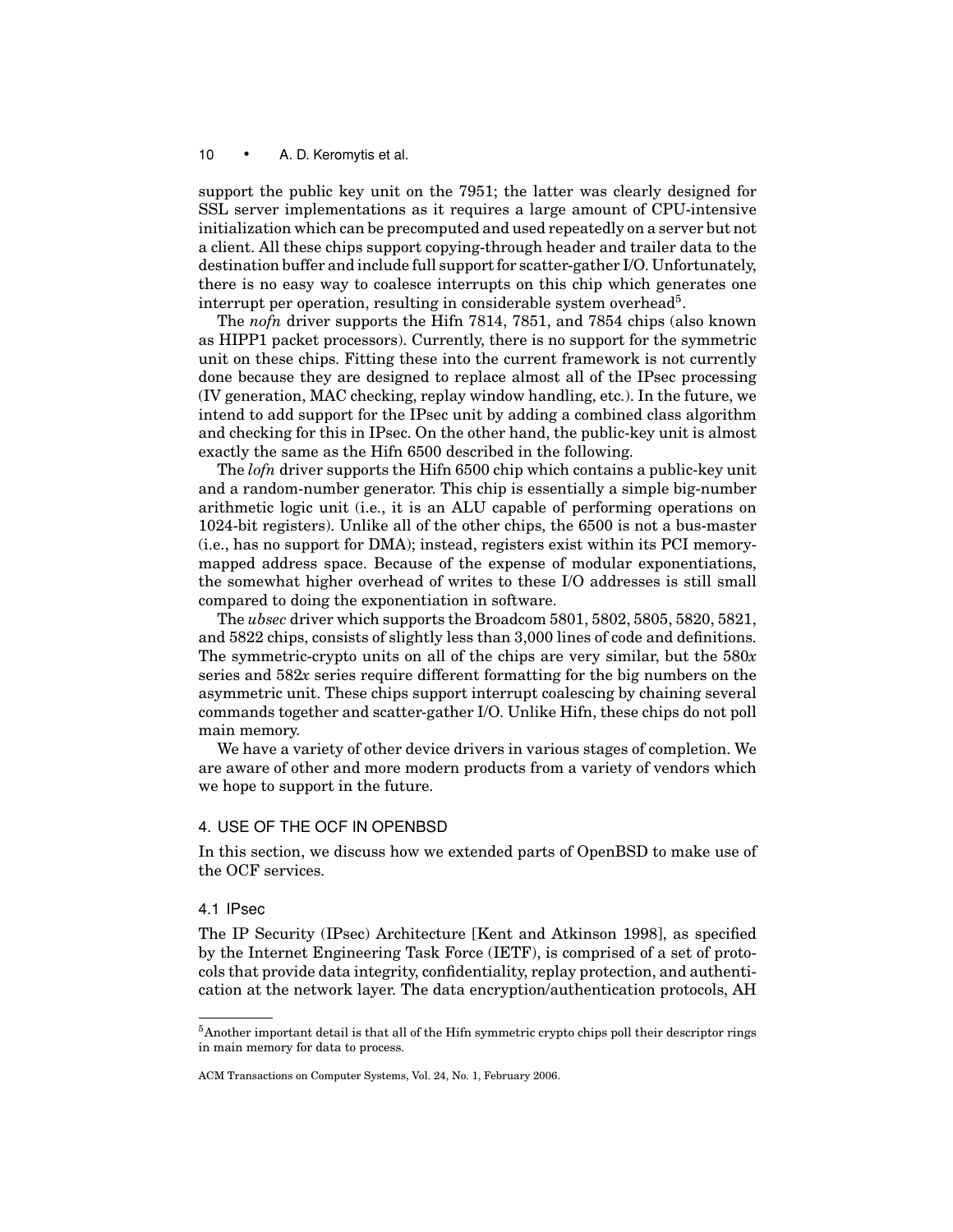support the public key unit on the 7951; the latter was clearly designed for SSL server implementations as it requires a large amount of CPU-intensive initialization which can be precomputed and used repeatedly on a server but not a client. All these chips support copying-through header and trailer data to the destination buffer and include full support for scatter-gather I/O. Unfortunately, there is no easy way to coalesce interrupts on this chip which generates one interrupt per operation, resulting in considerable system overhead[5].

The *nofn* driver supports the Hifn 7814, 7851, and 7854 chips (also known as HIPP1 packet processors). Currently, there is no support for the symmetric unit on these chips. Fitting these into the current framework is not currently done because they are designed to replace almost all of the IPsec processing (IV generation, MAC checking, replay window handling, etc.). In the future, we intend to add support for the IPsec unit by adding a combined class algorithm and checking for this in IPsec. On the other hand, the public-key unit is almost exactly the same as the Hifn 6500 described in the following.

The *lofn* driver supports the Hifn 6500 chip which contains a public-key unit and a random-number generator. This chip is essentially a simple big-number arithmetic logic unit (i.e., it is an ALU capable of performing operations on 1024-bit registers). Unlike all of the other chips, the 6500 is not a bus-master (i.e., has no support for DMA); instead, registers exist within its PCI memory-mapped address space. Because of the expense of modular exponentiations, the somewhat higher overhead of writes to these I/O addresses is still small compared to doing the exponentiation in software.

The *ubsec* driver which supports the Broadcom 5801, 5802, 5805, 5820, 5821, and 5822 chips, consists of slightly less than 3,000 lines of code and definitions. The symmetric-crypto units on all of the chips are very similar, but the 580*x* series and 582*x* series require different formatting for the big numbers on the asymmetric unit. These chips support interrupt coalescing by chaining several commands together and scatter-gather I/O. Unlike Hifn, these chips do not poll main memory.

We have a variety of other device drivers in various stages of completion. We are aware of other and more modern products from a variety of vendors which we hope to support in the future.

## 4. USE OF THE OCF IN OPENBSD

In this section, we discuss how we extended parts of OpenBSD to make use of the OCF services.

### 4.1 IPsec

The IP Security (IPsec) Architecture [Kent and Atkinson 1998], as specified by the Internet Engineering Task Force (IETF), is comprised of a set of protocols that provide data integrity, confidentiality, replay protection, and authentication at the network layer. The data encryption/authentication protocols, AH

---

[5]Another important detail is that all of the Hifn symmetric crypto chips poll their descriptor rings in main memory for data to process.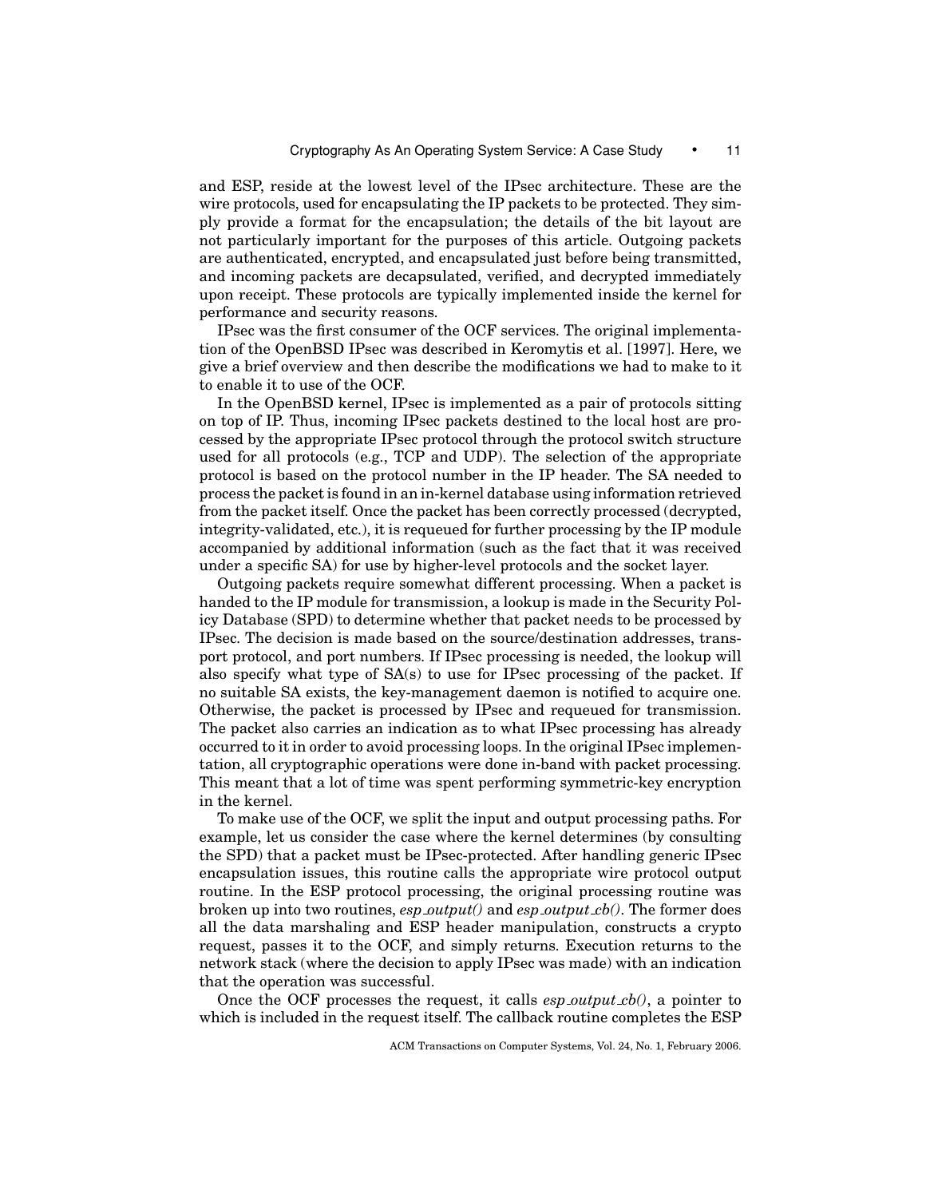and ESP, reside at the lowest level of the IPsec architecture. These are the wire protocols, used for encapsulating the IP packets to be protected. They simply provide a format for the encapsulation; the details of the bit layout are not particularly important for the purposes of this article. Outgoing packets are authenticated, encrypted, and encapsulated just before being transmitted, and incoming packets are decapsulated, verified, and decrypted immediately upon receipt. These protocols are typically implemented inside the kernel for performance and security reasons.

IPsec was the first consumer of the OCF services. The original implementation of the OpenBSD IPsec was described in Keromytis et al. [1997]. Here, we give a brief overview and then describe the modifications we had to make to it to enable it to use of the OCF.

In the OpenBSD kernel, IPsec is implemented as a pair of protocols sitting on top of IP. Thus, incoming IPsec packets destined to the local host are processed by the appropriate IPsec protocol through the protocol switch structure used for all protocols (e.g., TCP and UDP). The selection of the appropriate protocol is based on the protocol number in the IP header. The SA needed to process the packet is found in an in-kernel database using information retrieved from the packet itself. Once the packet has been correctly processed (decrypted, integrity-validated, etc.), it is requeued for further processing by the IP module accompanied by additional information (such as the fact that it was received under a specific SA) for use by higher-level protocols and the socket layer.

Outgoing packets require somewhat different processing. When a packet is handed to the IP module for transmission, a lookup is made in the Security Policy Database (SPD) to determine whether that packet needs to be processed by IPsec. The decision is made based on the source/destination addresses, transport protocol, and port numbers. If IPsec processing is needed, the lookup will also specify what type of SA(s) to use for IPsec processing of the packet. If no suitable SA exists, the key-management daemon is notified to acquire one. Otherwise, the packet is processed by IPsec and requeued for transmission. The packet also carries an indication as to what IPsec processing has already occurred to it in order to avoid processing loops. In the original IPsec implementation, all cryptographic operations were done in-band with packet processing. This meant that a lot of time was spent performing symmetric-key encryption in the kernel.

To make use of the OCF, we split the input and output processing paths. For example, let us consider the case where the kernel determines (by consulting the SPD) that a packet must be IPsec-protected. After handling generic IPsec encapsulation issues, this routine calls the appropriate wire protocol output routine. In the ESP protocol processing, the original processing routine was broken up into two routines, *esp_output()* and *esp_output_cb()*. The former does all the data marshaling and ESP header manipulation, constructs a crypto request, passes it to the OCF, and simply returns. Execution returns to the network stack (where the decision to apply IPsec was made) with an indication that the operation was successful.

Once the OCF processes the request, it calls *esp_output_cb()*, a pointer to which is included in the request itself. The callback routine completes the ESP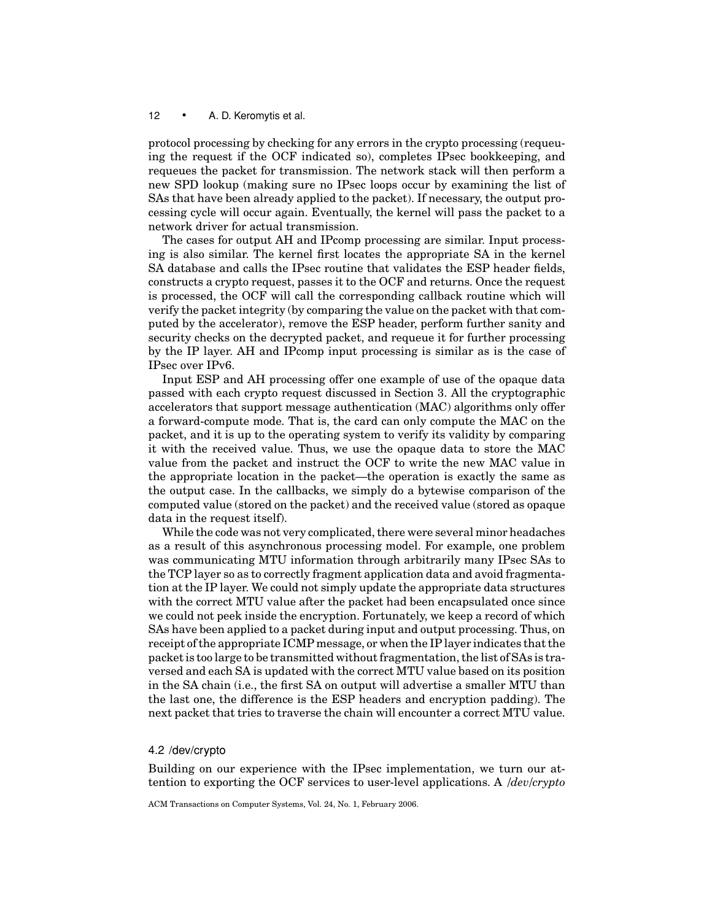protocol processing by checking for any errors in the crypto processing (requeuing the request if the OCF indicated so), completes IPsec bookkeeping, and requeues the packet for transmission. The network stack will then perform a new SPD lookup (making sure no IPsec loops occur by examining the list of SAs that have been already applied to the packet). If necessary, the output processing cycle will occur again. Eventually, the kernel will pass the packet to a network driver for actual transmission.

The cases for output AH and IPcomp processing are similar. Input processing is also similar. The kernel first locates the appropriate SA in the kernel SA database and calls the IPsec routine that validates the ESP header fields, constructs a crypto request, passes it to the OCF and returns. Once the request is processed, the OCF will call the corresponding callback routine which will verify the packet integrity (by comparing the value on the packet with that computed by the accelerator), remove the ESP header, perform further sanity and security checks on the decrypted packet, and requeue it for further processing by the IP layer. AH and IPcomp input processing is similar as is the case of IPsec over IPv6.

Input ESP and AH processing offer one example of use of the opaque data passed with each crypto request discussed in Section 3. All the cryptographic accelerators that support message authentication (MAC) algorithms only offer a forward-compute mode. That is, the card can only compute the MAC on the packet, and it is up to the operating system to verify its validity by comparing it with the received value. Thus, we use the opaque data to store the MAC value from the packet and instruct the OCF to write the new MAC value in the appropriate location in the packet—the operation is exactly the same as the output case. In the callbacks, we simply do a bytewise comparison of the computed value (stored on the packet) and the received value (stored as opaque data in the request itself).

While the code was not very complicated, there were several minor headaches as a result of this asynchronous processing model. For example, one problem was communicating MTU information through arbitrarily many IPsec SAs to the TCP layer so as to correctly fragment application data and avoid fragmentation at the IP layer. We could not simply update the appropriate data structures with the correct MTU value after the packet had been encapsulated once since we could not peek inside the encryption. Fortunately, we keep a record of which SAs have been applied to a packet during input and output processing. Thus, on receipt of the appropriate ICMP message, or when the IP layer indicates that the packet is too large to be transmitted without fragmentation, the list of SAs is traversed and each SA is updated with the correct MTU value based on its position in the SA chain (i.e., the first SA on output will advertise a smaller MTU than the last one, the difference is the ESP headers and encryption padding). The next packet that tries to traverse the chain will encounter a correct MTU value.

### 4.2 /dev/crypto

Building on our experience with the IPsec implementation, we turn our attention to exporting the OCF services to user-level applications. A */dev/crypto*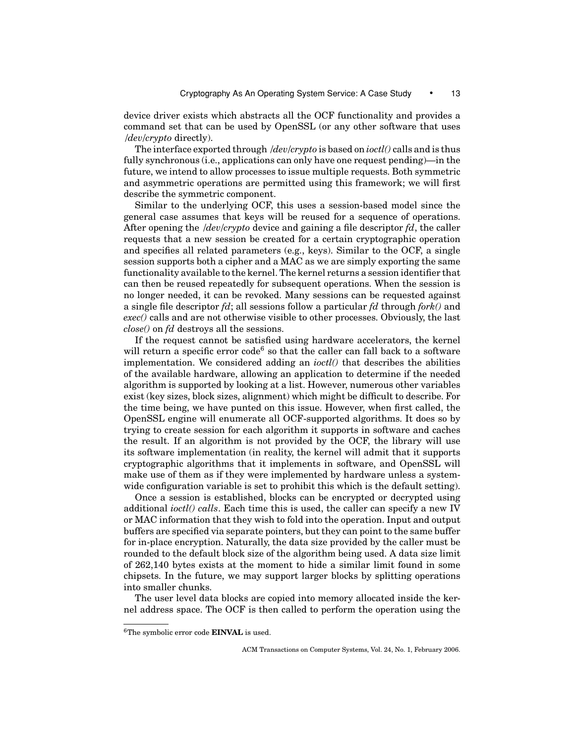device driver exists which abstracts all the OCF functionality and provides a command set that can be used by OpenSSL (or any other software that uses */dev/crypto* directly).

The interface exported through */dev/crypto* is based on *ioctl()* calls and is thus fully synchronous (i.e., applications can only have one request pending)—in the future, we intend to allow processes to issue multiple requests. Both symmetric and asymmetric operations are permitted using this framework; we will first describe the symmetric component.

Similar to the underlying OCF, this uses a session-based model since the general case assumes that keys will be reused for a sequence of operations. After opening the */dev/crypto* device and gaining a file descriptor *fd*, the caller requests that a new session be created for a certain cryptographic operation and specifies all related parameters (e.g., keys). Similar to the OCF, a single session supports both a cipher and a MAC as we are simply exporting the same functionality available to the kernel. The kernel returns a session identifier that can then be reused repeatedly for subsequent operations. When the session is no longer needed, it can be revoked. Many sessions can be requested against a single file descriptor *fd*; all sessions follow a particular *fd* through *fork()* and *exec()* calls and are not otherwise visible to other processes. Obviously, the last *close()* on *fd* destroys all the sessions.

If the request cannot be satisfied using hardware accelerators, the kernel will return a specific error code[6] so that the caller can fall back to a software implementation. We considered adding an *ioctl()* that describes the abilities of the available hardware, allowing an application to determine if the needed algorithm is supported by looking at a list. However, numerous other variables exist (key sizes, block sizes, alignment) which might be difficult to describe. For the time being, we have punted on this issue. However, when first called, the OpenSSL engine will enumerate all OCF-supported algorithms. It does so by trying to create session for each algorithm it supports in software and caches the result. If an algorithm is not provided by the OCF, the library will use its software implementation (in reality, the kernel will admit that it supports cryptographic algorithms that it implements in software, and OpenSSL will make use of them as if they were implemented by hardware unless a system-wide configuration variable is set to prohibit this which is the default setting).

Once a session is established, blocks can be encrypted or decrypted using additional *ioctl() calls*. Each time this is used, the caller can specify a new IV or MAC information that they wish to fold into the operation. Input and output buffers are specified via separate pointers, but they can point to the same buffer for in-place encryption. Naturally, the data size provided by the caller must be rounded to the default block size of the algorithm being used. A data size limit of 262,140 bytes exists at the moment to hide a similar limit found in some chipsets. In the future, we may support larger blocks by splitting operations into smaller chunks.

The user level data blocks are copied into memory allocated inside the kernel address space. The OCF is then called to perform the operation using the

[6] The symbolic error code **EINVAL** is used.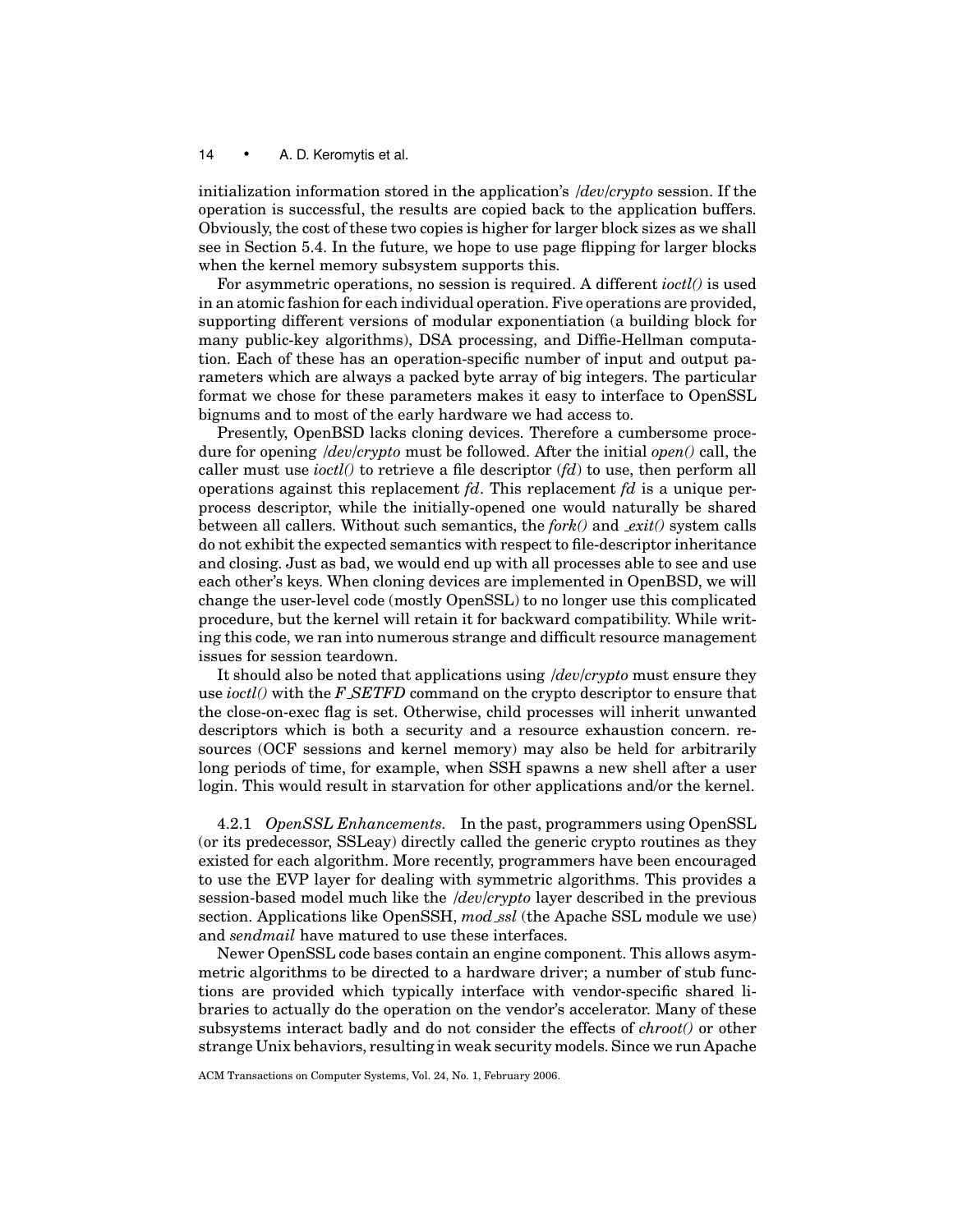initialization information stored in the application's */dev/crypto* session. If the operation is successful, the results are copied back to the application buffers. Obviously, the cost of these two copies is higher for larger block sizes as we shall see in Section 5.4. In the future, we hope to use page flipping for larger blocks when the kernel memory subsystem supports this.

For asymmetric operations, no session is required. A different *ioctl()* is used in an atomic fashion for each individual operation. Five operations are provided, supporting different versions of modular exponentiation (a building block for many public-key algorithms), DSA processing, and Diffie-Hellman computation. Each of these has an operation-specific number of input and output parameters which are always a packed byte array of big integers. The particular format we chose for these parameters makes it easy to interface to OpenSSL bignums and to most of the early hardware we had access to.

Presently, OpenBSD lacks cloning devices. Therefore a cumbersome procedure for opening */dev/crypto* must be followed. After the initial *open()* call, the caller must use *ioctl()* to retrieve a file descriptor (*fd*) to use, then perform all operations against this replacement *fd*. This replacement *fd* is a unique per-process descriptor, while the initially-opened one would naturally be shared between all callers. Without such semantics, the *fork()* and *_exit()* system calls do not exhibit the expected semantics with respect to file-descriptor inheritance and closing. Just as bad, we would end up with all processes able to see and use each other's keys. When cloning devices are implemented in OpenBSD, we will change the user-level code (mostly OpenSSL) to no longer use this complicated procedure, but the kernel will retain it for backward compatibility. While writing this code, we ran into numerous strange and difficult resource management issues for session teardown.

It should also be noted that applications using */dev/crypto* must ensure they use *ioctl()* with the ***F_SETFD*** command on the crypto descriptor to ensure that the close-on-exec flag is set. Otherwise, child processes will inherit unwanted descriptors which is both a security and a resource exhaustion concern. resources (OCF sessions and kernel memory) may also be held for arbitrarily long periods of time, for example, when SSH spawns a new shell after a user login. This would result in starvation for other applications and/or the kernel.

4.2.1 *OpenSSL Enhancements.* In the past, programmers using OpenSSL (or its predecessor, SSLeay) directly called the generic crypto routines as they existed for each algorithm. More recently, programmers have been encouraged to use the EVP layer for dealing with symmetric algorithms. This provides a session-based model much like the */dev/crypto* layer described in the previous section. Applications like OpenSSH, *mod_ssl* (the Apache SSL module we use) and *sendmail* have matured to use these interfaces.

Newer OpenSSL code bases contain an engine component. This allows asymmetric algorithms to be directed to a hardware driver; a number of stub functions are provided which typically interface with vendor-specific shared libraries to actually do the operation on the vendor's accelerator. Many of these subsystems interact badly and do not consider the effects of *chroot()* or other strange Unix behaviors, resulting in weak security models. Since we run Apache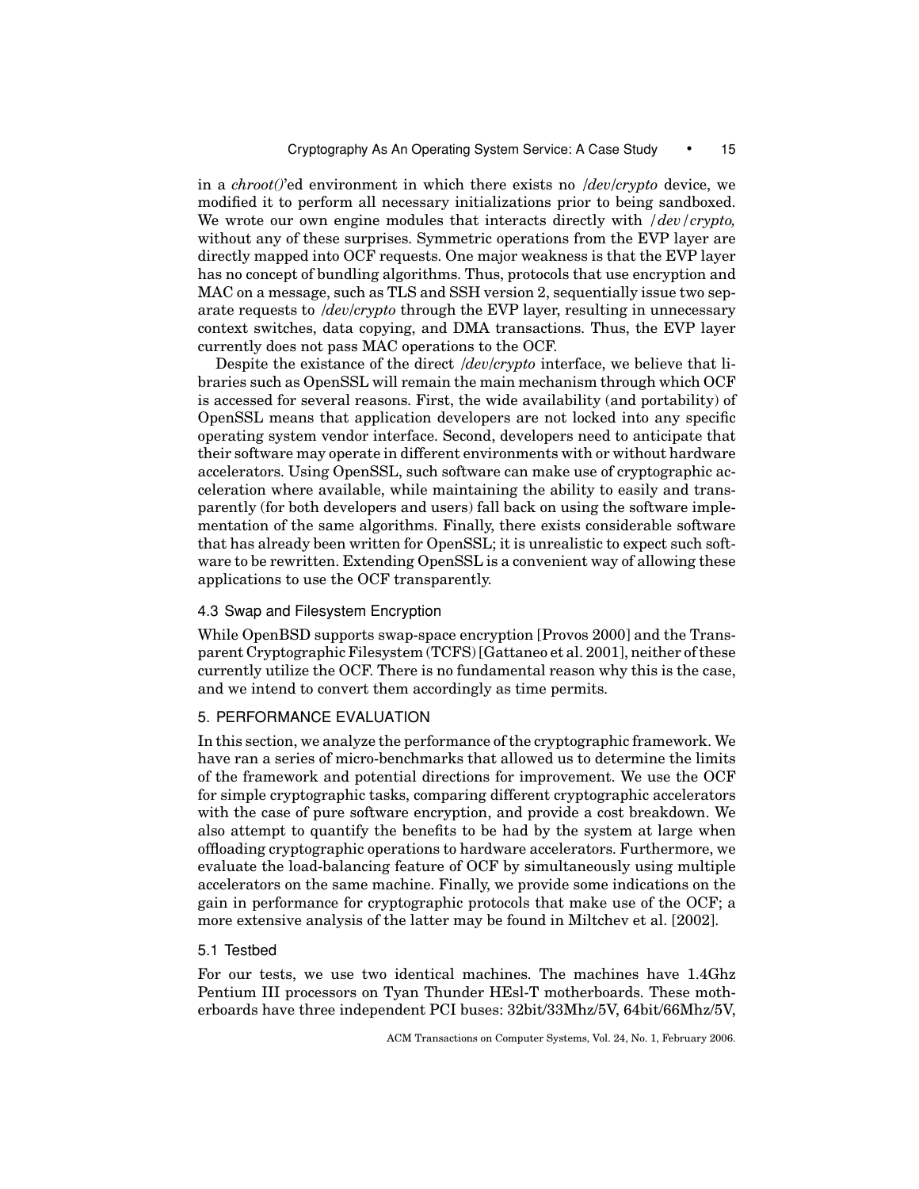in a *chroot()*'ed environment in which there exists no */dev/crypto* device, we modified it to perform all necessary initializations prior to being sandboxed. We wrote our own engine modules that interacts directly with */dev/crypto,* without any of these surprises. Symmetric operations from the EVP layer are directly mapped into OCF requests. One major weakness is that the EVP layer has no concept of bundling algorithms. Thus, protocols that use encryption and MAC on a message, such as TLS and SSH version 2, sequentially issue two separate requests to */dev/crypto* through the EVP layer, resulting in unnecessary context switches, data copying, and DMA transactions. Thus, the EVP layer currently does not pass MAC operations to the OCF.

Despite the existance of the direct */dev/crypto* interface, we believe that libraries such as OpenSSL will remain the main mechanism through which OCF is accessed for several reasons. First, the wide availability (and portability) of OpenSSL means that application developers are not locked into any specific operating system vendor interface. Second, developers need to anticipate that their software may operate in different environments with or without hardware accelerators. Using OpenSSL, such software can make use of cryptographic acceleration where available, while maintaining the ability to easily and transparently (for both developers and users) fall back on using the software implementation of the same algorithms. Finally, there exists considerable software that has already been written for OpenSSL; it is unrealistic to expect such software to be rewritten. Extending OpenSSL is a convenient way of allowing these applications to use the OCF transparently.

### 4.3 Swap and Filesystem Encryption

While OpenBSD supports swap-space encryption [Provos 2000] and the Transparent Cryptographic Filesystem (TCFS) [Gattaneo et al. 2001], neither of these currently utilize the OCF. There is no fundamental reason why this is the case, and we intend to convert them accordingly as time permits.

## 5. PERFORMANCE EVALUATION

In this section, we analyze the performance of the cryptographic framework. We have ran a series of micro-benchmarks that allowed us to determine the limits of the framework and potential directions for improvement. We use the OCF for simple cryptographic tasks, comparing different cryptographic accelerators with the case of pure software encryption, and provide a cost breakdown. We also attempt to quantify the benefits to be had by the system at large when offloading cryptographic operations to hardware accelerators. Furthermore, we evaluate the load-balancing feature of OCF by simultaneously using multiple accelerators on the same machine. Finally, we provide some indications on the gain in performance for cryptographic protocols that make use of the OCF; a more extensive analysis of the latter may be found in Miltchev et al. [2002].

### 5.1 Testbed

For our tests, we use two identical machines. The machines have 1.4Ghz Pentium III processors on Tyan Thunder HEsl-T motherboards. These motherboards have three independent PCI buses: 32bit/33Mhz/5V, 64bit/66Mhz/5V,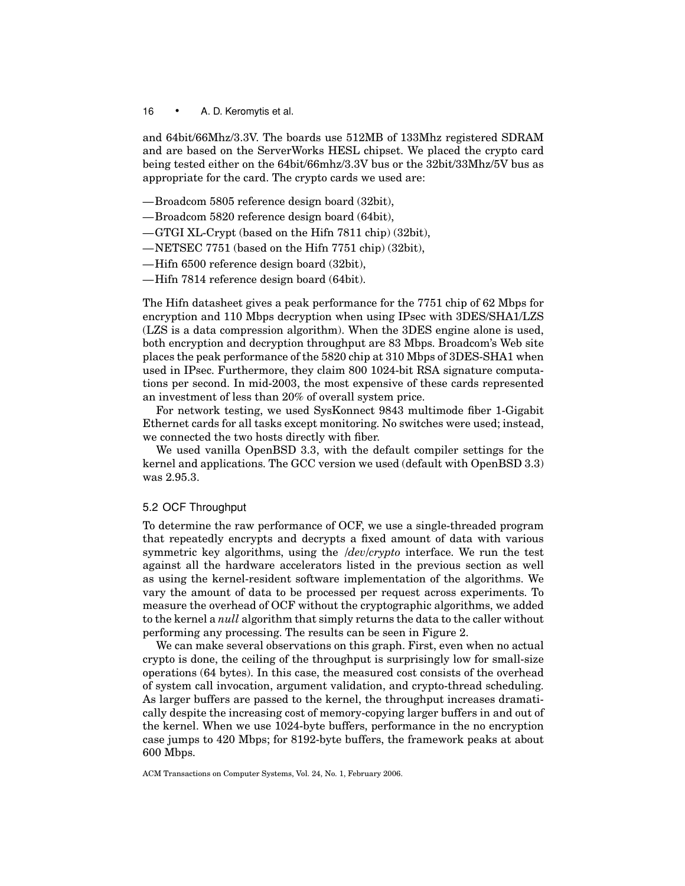and 64bit/66Mhz/3.3V. The boards use 512MB of 133Mhz registered SDRAM and are based on the ServerWorks HESL chipset. We placed the crypto card being tested either on the 64bit/66mhz/3.3V bus or the 32bit/33Mhz/5V bus as appropriate for the card. The crypto cards we used are:

—Broadcom 5805 reference design board (32bit),
—Broadcom 5820 reference design board (64bit),
—GTGI XL-Crypt (based on the Hifn 7811 chip) (32bit),
—NETSEC 7751 (based on the Hifn 7751 chip) (32bit),
—Hifn 6500 reference design board (32bit),
—Hifn 7814 reference design board (64bit).

The Hifn datasheet gives a peak performance for the 7751 chip of 62 Mbps for encryption and 110 Mbps decryption when using IPsec with 3DES/SHA1/LZS (LZS is a data compression algorithm). When the 3DES engine alone is used, both encryption and decryption throughput are 83 Mbps. Broadcom's Web site places the peak performance of the 5820 chip at 310 Mbps of 3DES-SHA1 when used in IPsec. Furthermore, they claim 800 1024-bit RSA signature computations per second. In mid-2003, the most expensive of these cards represented an investment of less than 20% of overall system price.

For network testing, we used SysKonnect 9843 multimode fiber 1-Gigabit Ethernet cards for all tasks except monitoring. No switches were used; instead, we connected the two hosts directly with fiber.

We used vanilla OpenBSD 3.3, with the default compiler settings for the kernel and applications. The GCC version we used (default with OpenBSD 3.3) was 2.95.3.

### 5.2 OCF Throughput

To determine the raw performance of OCF, we use a single-threaded program that repeatedly encrypts and decrypts a fixed amount of data with various symmetric key algorithms, using the */dev/crypto* interface. We run the test against all the hardware accelerators listed in the previous section as well as using the kernel-resident software implementation of the algorithms. We vary the amount of data to be processed per request across experiments. To measure the overhead of OCF without the cryptographic algorithms, we added to the kernel a *null* algorithm that simply returns the data to the caller without performing any processing. The results can be seen in Figure 2.

We can make several observations on this graph. First, even when no actual crypto is done, the ceiling of the throughput is surprisingly low for small-size operations (64 bytes). In this case, the measured cost consists of the overhead of system call invocation, argument validation, and crypto-thread scheduling. As larger buffers are passed to the kernel, the throughput increases dramatically despite the increasing cost of memory-copying larger buffers in and out of the kernel. When we use 1024-byte buffers, performance in the no encryption case jumps to 420 Mbps; for 8192-byte buffers, the framework peaks at about 600 Mbps.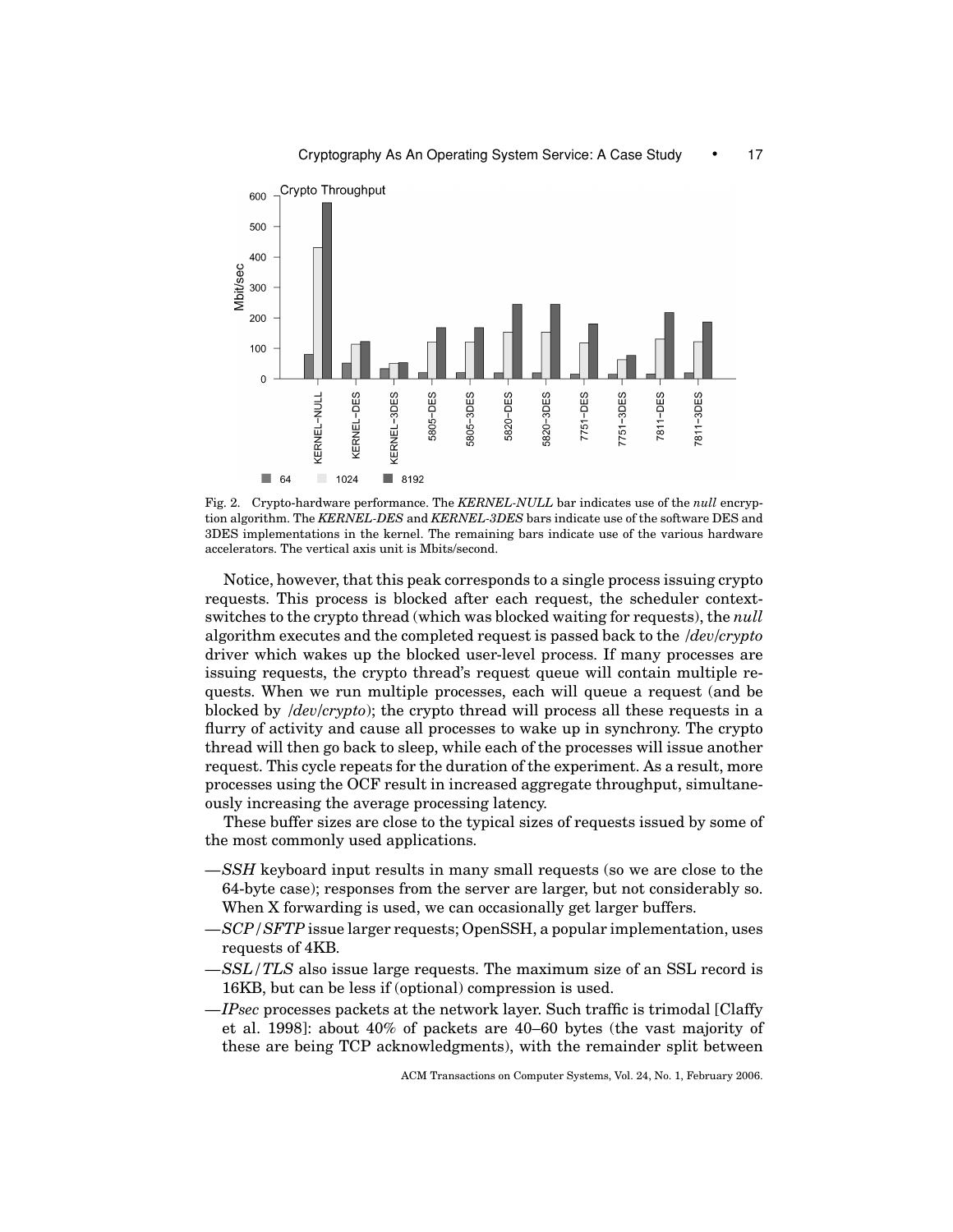Fig. 2. Crypto-hardware performance. The *KERNEL-NULL* bar indicates use of the *null* encryption algorithm. The *KERNEL-DES* and *KERNEL-3DES* bars indicate use of the software DES and 3DES implementations in the kernel. The remaining bars indicate use of the various hardware accelerators. The vertical axis unit is Mbits/second.

Notice, however, that this peak corresponds to a single process issuing crypto requests. This process is blocked after each request, the scheduler context-switches to the crypto thread (which was blocked waiting for requests), the *null* algorithm executes and the completed request is passed back to the */dev/crypto* driver which wakes up the blocked user-level process. If many processes are issuing requests, the crypto thread's request queue will contain multiple requests. When we run multiple processes, each will queue a request (and be blocked by */dev/crypto*); the crypto thread will process all these requests in a flurry of activity and cause all processes to wake up in synchrony. The crypto thread will then go back to sleep, while each of the processes will issue another request. This cycle repeats for the duration of the experiment. As a result, more processes using the OCF result in increased aggregate throughput, simultaneously increasing the average processing latency.

These buffer sizes are close to the typical sizes of requests issued by some of the most commonly used applications.

—*SSH* keyboard input results in many small requests (so we are close to the 64-byte case); responses from the server are larger, but not considerably so. When X forwarding is used, we can occasionally get larger buffers.

—*SCP*/*SFTP* issue larger requests; OpenSSH, a popular implementation, uses requests of 4KB.

—*SSL*/*TLS* also issue large requests. The maximum size of an SSL record is 16KB, but can be less if (optional) compression is used.

—*IPsec* processes packets at the network layer. Such traffic is trimodal [Claffy et al. 1998]: about 40% of packets are 40–60 bytes (the vast majority of these are being TCP acknowledgments), with the remainder split between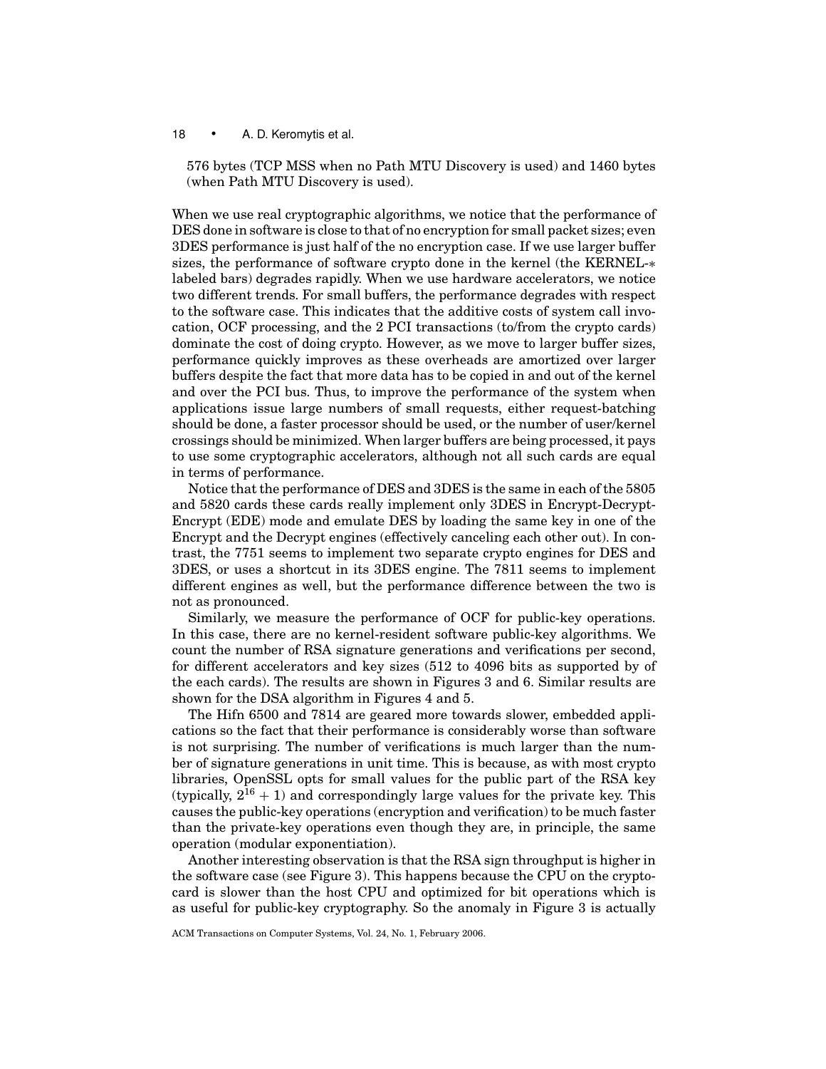576 bytes (TCP MSS when no Path MTU Discovery is used) and 1460 bytes (when Path MTU Discovery is used).

When we use real cryptographic algorithms, we notice that the performance of DES done in software is close to that of no encryption for small packet sizes; even 3DES performance is just half of the no encryption case. If we use larger buffer sizes, the performance of software crypto done in the kernel (the KERNEL-* labeled bars) degrades rapidly. When we use hardware accelerators, we notice two different trends. For small buffers, the performance degrades with respect to the software case. This indicates that the additive costs of system call invocation, OCF processing, and the 2 PCI transactions (to/from the crypto cards) dominate the cost of doing crypto. However, as we move to larger buffer sizes, performance quickly improves as these overheads are amortized over larger buffers despite the fact that more data has to be copied in and out of the kernel and over the PCI bus. Thus, to improve the performance of the system when applications issue large numbers of small requests, either request-batching should be done, a faster processor should be used, or the number of user/kernel crossings should be minimized. When larger buffers are being processed, it pays to use some cryptographic accelerators, although not all such cards are equal in terms of performance.

Notice that the performance of DES and 3DES is the same in each of the 5805 and 5820 cards these cards really implement only 3DES in Encrypt-Decrypt-Encrypt (EDE) mode and emulate DES by loading the same key in one of the Encrypt and the Decrypt engines (effectively canceling each other out). In contrast, the 7751 seems to implement two separate crypto engines for DES and 3DES, or uses a shortcut in its 3DES engine. The 7811 seems to implement different engines as well, but the performance difference between the two is not as pronounced.

Similarly, we measure the performance of OCF for public-key operations. In this case, there are no kernel-resident software public-key algorithms. We count the number of RSA signature generations and verifications per second, for different accelerators and key sizes (512 to 4096 bits as supported by of the each cards). The results are shown in Figures 3 and 6. Similar results are shown for the DSA algorithm in Figures 4 and 5.

The Hifn 6500 and 7814 are geared more towards slower, embedded applications so the fact that their performance is considerably worse than software is not surprising. The number of verifications is much larger than the number of signature generations in unit time. This is because, as with most crypto libraries, OpenSSL opts for small values for the public part of the RSA key (typically, $2^{16} + 1$) and correspondingly large values for the private key. This causes the public-key operations (encryption and verification) to be much faster than the private-key operations even though they are, in principle, the same operation (modular exponentiation).

Another interesting observation is that the RSA sign throughput is higher in the software case (see Figure 3). This happens because the CPU on the crypto-card is slower than the host CPU and optimized for bit operations which is as useful for public-key cryptography. So the anomaly in Figure 3 is actually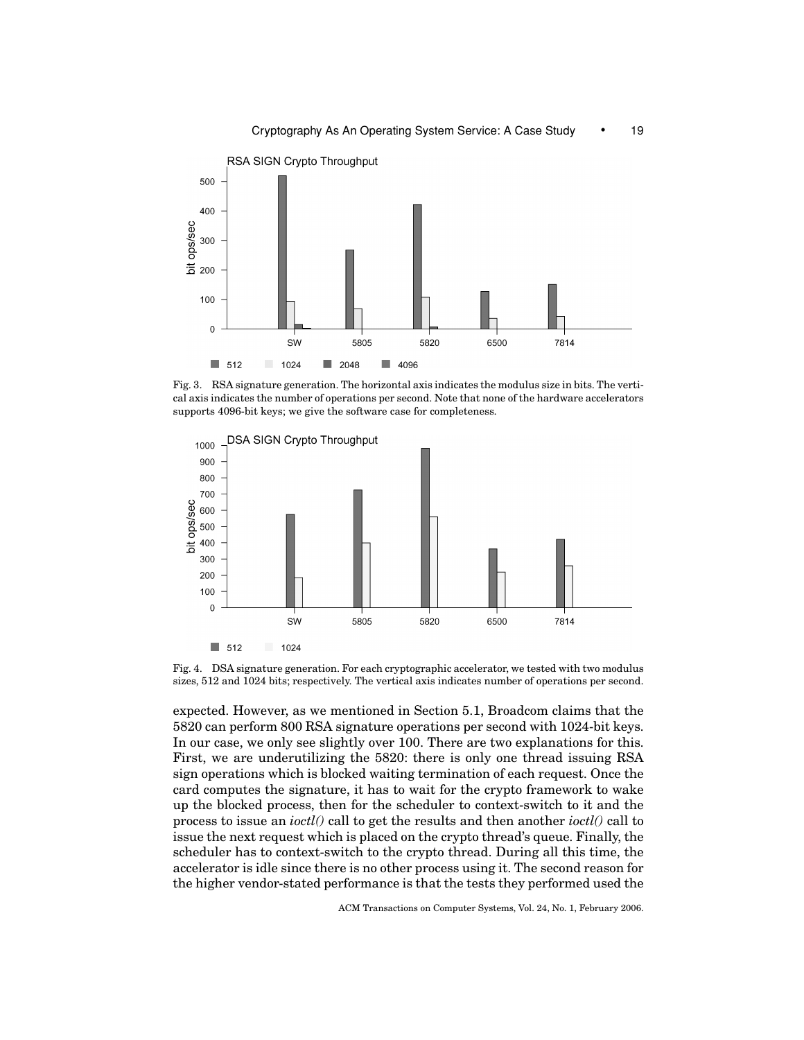Fig. 3. RSA signature generation. The horizontal axis indicates the modulus size in bits. The vertical axis indicates the number of operations per second. Note that none of the hardware accelerators supports 4096-bit keys; we give the software case for completeness.

Fig. 4. DSA signature generation. For each cryptographic accelerator, we tested with two modulus sizes, 512 and 1024 bits; respectively. The vertical axis indicates number of operations per second.

expected. However, as we mentioned in Section 5.1, Broadcom claims that the 5820 can perform 800 RSA signature operations per second with 1024-bit keys. In our case, we only see slightly over 100. There are two explanations for this. First, we are underutilizing the 5820: there is only one thread issuing RSA sign operations which is blocked waiting termination of each request. Once the card computes the signature, it has to wait for the crypto framework to wake up the blocked process, then for the scheduler to context-switch to it and the process to issue an *ioctl()* call to get the results and then another *ioctl()* call to issue the next request which is placed on the crypto thread's queue. Finally, the scheduler has to context-switch to the crypto thread. During all this time, the accelerator is idle since there is no other process using it. The second reason for the higher vendor-stated performance is that the tests they performed used the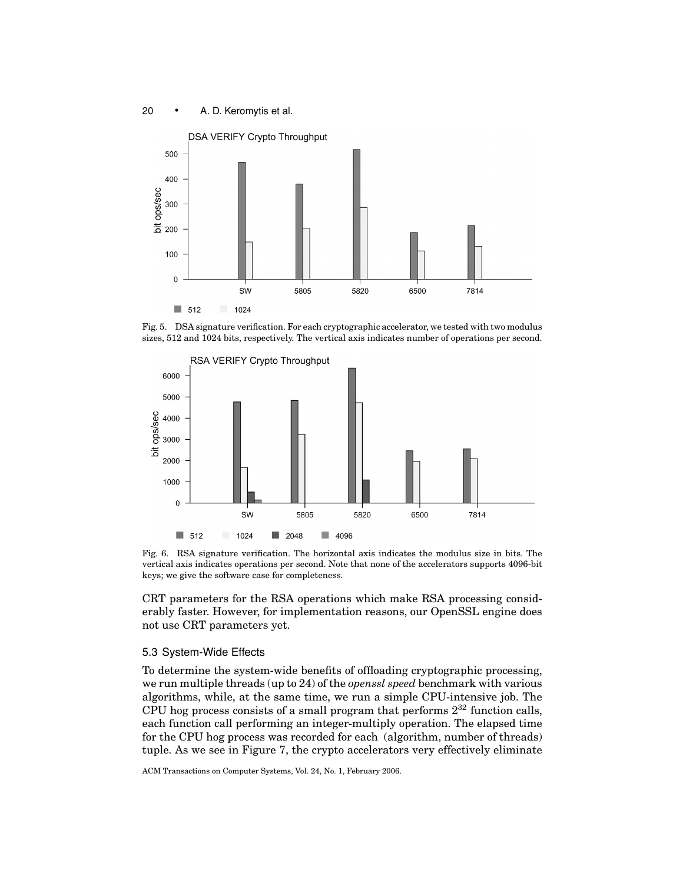Fig. 5. DSA signature verification. For each cryptographic accelerator, we tested with two modulus sizes, 512 and 1024 bits, respectively. The vertical axis indicates number of operations per second.

Fig. 6. RSA signature verification. The horizontal axis indicates the modulus size in bits. The vertical axis indicates operations per second. Note that none of the accelerators supports 4096-bit keys; we give the software case for completeness.

CRT parameters for the RSA operations which make RSA processing considerably faster. However, for implementation reasons, our OpenSSL engine does not use CRT parameters yet.

### 5.3 System-Wide Effects

To determine the system-wide benefits of offloading cryptographic processing, we run multiple threads (up to 24) of the *openssl speed* benchmark with various algorithms, while, at the same time, we run a simple CPU-intensive job. The CPU hog process consists of a small program that performs $2^{32}$ function calls, each function call performing an integer-multiply operation. The elapsed time for the CPU hog process was recorded for each (algorithm, number of threads) tuple. As we see in Figure 7, the crypto accelerators very effectively eliminate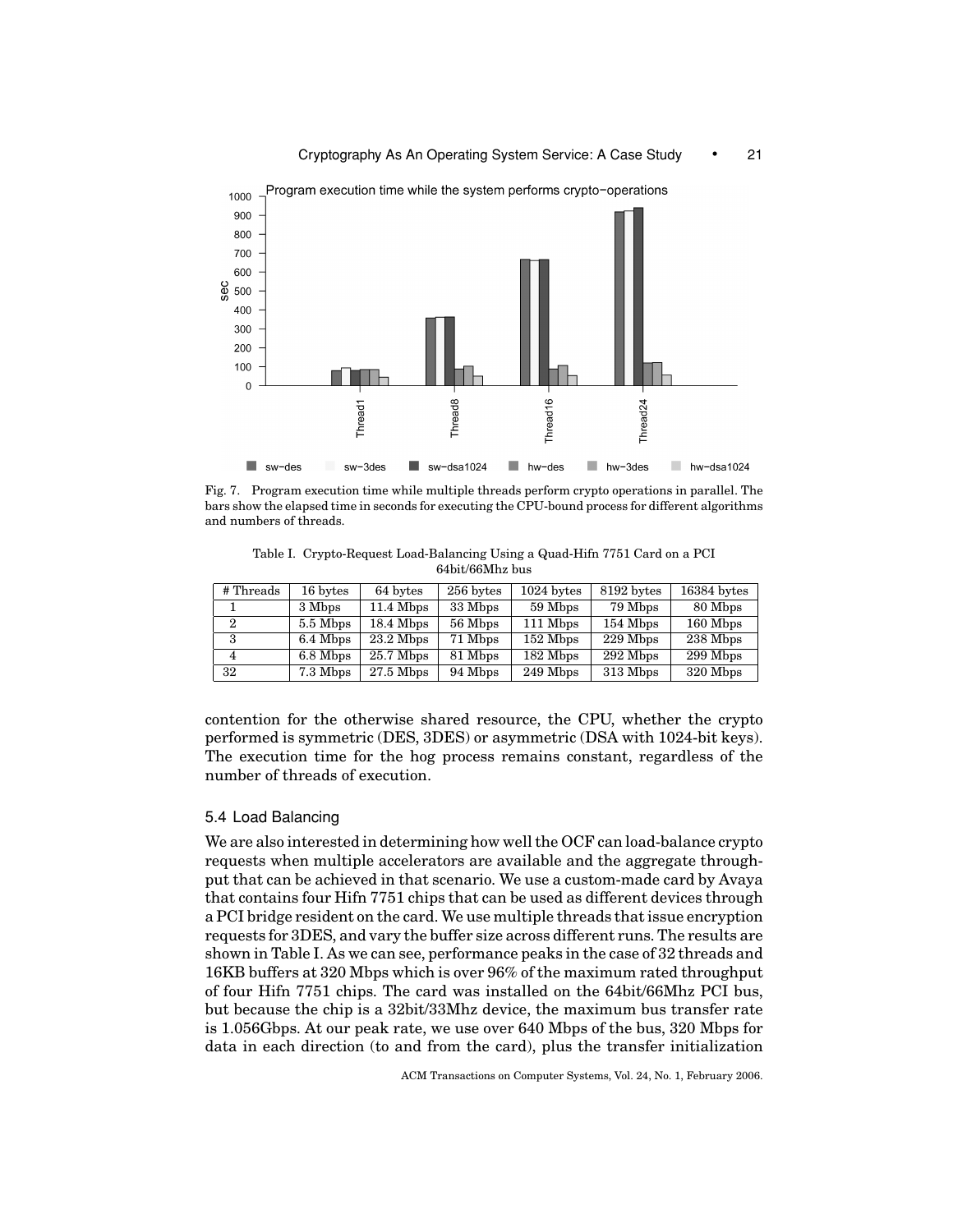Fig. 7. Program execution time while multiple threads perform crypto operations in parallel. The bars show the elapsed time in seconds for executing the CPU-bound process for different algorithms and numbers of threads.

Table I. Crypto-Request Load-Balancing Using a Quad-Hifn 7751 Card on a PCI 64bit/66Mhz bus

| # Threads | 16 bytes | 64 bytes | 256 bytes | 1024 bytes | 8192 bytes | 16384 bytes |
|---|---|---|---|---|---|---|
| 1 | 3 Mbps | 11.4 Mbps | 33 Mbps | 59 Mbps | 79 Mbps | 80 Mbps |
| 2 | 5.5 Mbps | 18.4 Mbps | 56 Mbps | 111 Mbps | 154 Mbps | 160 Mbps |
| 3 | 6.4 Mbps | 23.2 Mbps | 71 Mbps | 152 Mbps | 229 Mbps | 238 Mbps |
| 4 | 6.8 Mbps | 25.7 Mbps | 81 Mbps | 182 Mbps | 292 Mbps | 299 Mbps |
| 32 | 7.3 Mbps | 27.5 Mbps | 94 Mbps | 249 Mbps | 313 Mbps | 320 Mbps |

contention for the otherwise shared resource, the CPU, whether the crypto performed is symmetric (DES, 3DES) or asymmetric (DSA with 1024-bit keys). The execution time for the hog process remains constant, regardless of the number of threads of execution.

### 5.4 Load Balancing

We are also interested in determining how well the OCF can load-balance crypto requests when multiple accelerators are available and the aggregate throughput that can be achieved in that scenario. We use a custom-made card by Avaya that contains four Hifn 7751 chips that can be used as different devices through a PCI bridge resident on the card. We use multiple threads that issue encryption requests for 3DES, and vary the buffer size across different runs. The results are shown in Table I. As we can see, performance peaks in the case of 32 threads and 16KB buffers at 320 Mbps which is over 96% of the maximum rated throughput of four Hifn 7751 chips. The card was installed on the 64bit/66Mhz PCI bus, but because the chip is a 32bit/33Mhz device, the maximum bus transfer rate is 1.056Gbps. At our peak rate, we use over 640 Mbps of the bus, 320 Mbps for data in each direction (to and from the card), plus the transfer initialization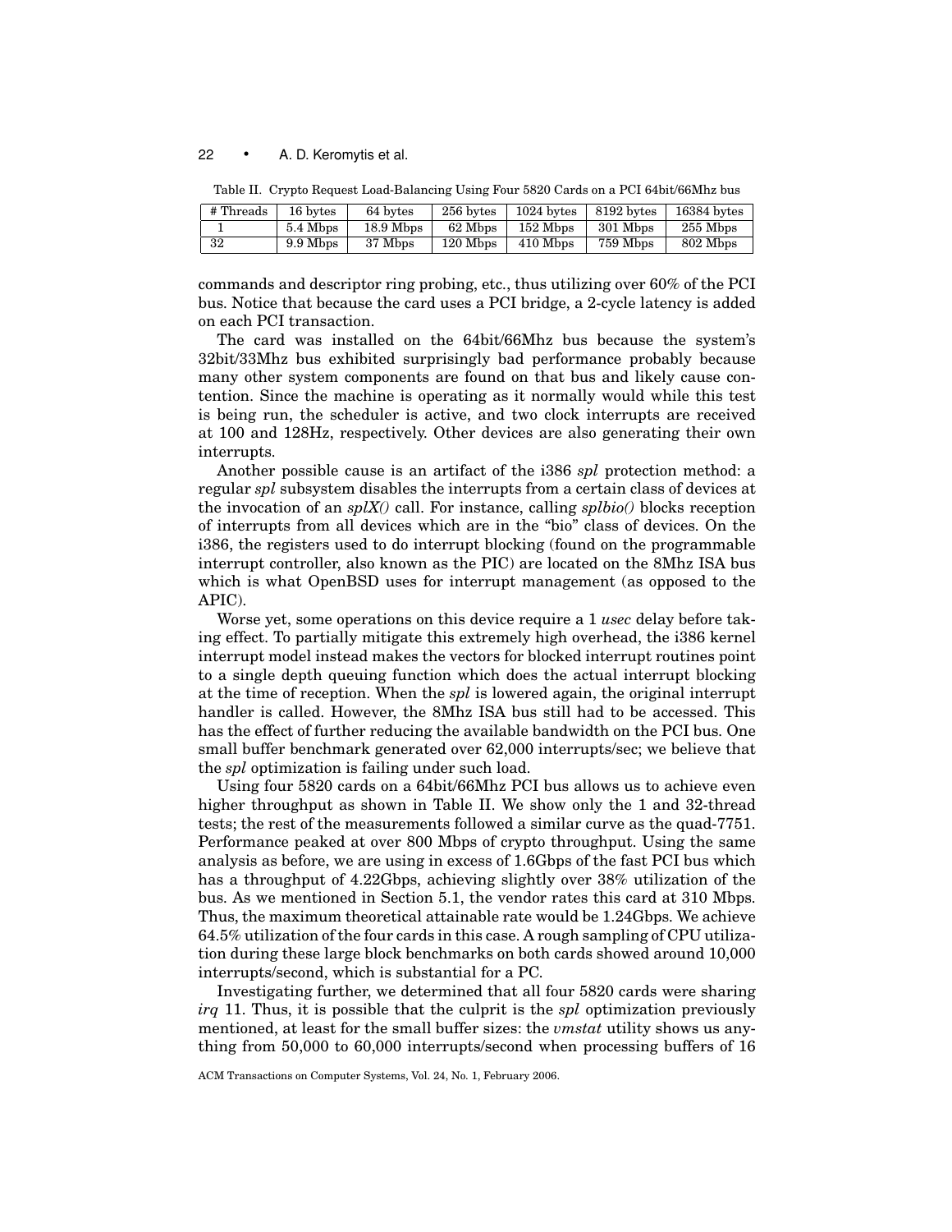Table II. Crypto Request Load-Balancing Using Four 5820 Cards on a PCI 64bit/66Mhz bus

| # Threads | 16 bytes | 64 bytes | 256 bytes | 1024 bytes | 8192 bytes | 16384 bytes |
|---|---|---|---|---|---|---|
| 1 | 5.4 Mbps | 18.9 Mbps | 62 Mbps | 152 Mbps | 301 Mbps | 255 Mbps |
| 32 | 9.9 Mbps | 37 Mbps | 120 Mbps | 410 Mbps | 759 Mbps | 802 Mbps |

commands and descriptor ring probing, etc., thus utilizing over 60% of the PCI bus. Notice that because the card uses a PCI bridge, a 2-cycle latency is added on each PCI transaction.

The card was installed on the 64bit/66Mhz bus because the system's 32bit/33Mhz bus exhibited surprisingly bad performance probably because many other system components are found on that bus and likely cause contention. Since the machine is operating as it normally would while this test is being run, the scheduler is active, and two clock interrupts are received at 100 and 128Hz, respectively. Other devices are also generating their own interrupts.

Another possible cause is an artifact of the i386 *spl* protection method: a regular *spl* subsystem disables the interrupts from a certain class of devices at the invocation of an *splX()* call. For instance, calling *splbio()* blocks reception of interrupts from all devices which are in the "bio" class of devices. On the i386, the registers used to do interrupt blocking (found on the programmable interrupt controller, also known as the PIC) are located on the 8Mhz ISA bus which is what OpenBSD uses for interrupt management (as opposed to the APIC).

Worse yet, some operations on this device require a 1 *usec* delay before taking effect. To partially mitigate this extremely high overhead, the i386 kernel interrupt model instead makes the vectors for blocked interrupt routines point to a single depth queuing function which does the actual interrupt blocking at the time of reception. When the *spl* is lowered again, the original interrupt handler is called. However, the 8Mhz ISA bus still had to be accessed. This has the effect of further reducing the available bandwidth on the PCI bus. One small buffer benchmark generated over 62,000 interrupts/sec; we believe that the *spl* optimization is failing under such load.

Using four 5820 cards on a 64bit/66Mhz PCI bus allows us to achieve even higher throughput as shown in Table II. We show only the 1 and 32-thread tests; the rest of the measurements followed a similar curve as the quad-7751. Performance peaked at over 800 Mbps of crypto throughput. Using the same analysis as before, we are using in excess of 1.6Gbps of the fast PCI bus which has a throughput of 4.22Gbps, achieving slightly over 38% utilization of the bus. As we mentioned in Section 5.1, the vendor rates this card at 310 Mbps. Thus, the maximum theoretical attainable rate would be 1.24Gbps. We achieve 64.5% utilization of the four cards in this case. A rough sampling of CPU utilization during these large block benchmarks on both cards showed around 10,000 interrupts/second, which is substantial for a PC.

Investigating further, we determined that all four 5820 cards were sharing *irq* 11. Thus, it is possible that the culprit is the *spl* optimization previously mentioned, at least for the small buffer sizes: the *vmstat* utility shows us anything from 50,000 to 60,000 interrupts/second when processing buffers of 16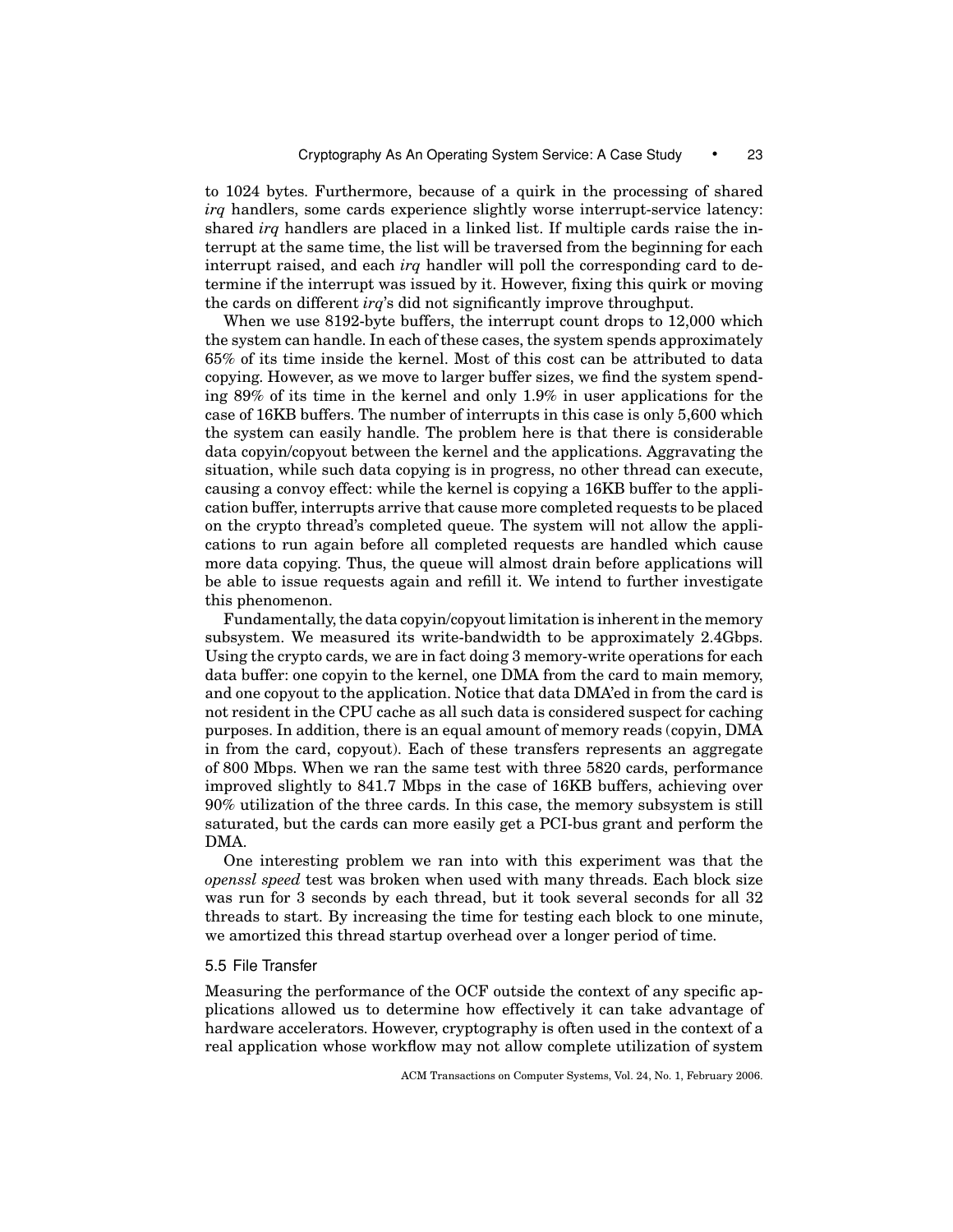to 1024 bytes. Furthermore, because of a quirk in the processing of shared *irq* handlers, some cards experience slightly worse interrupt-service latency: shared *irq* handlers are placed in a linked list. If multiple cards raise the interrupt at the same time, the list will be traversed from the beginning for each interrupt raised, and each *irq* handler will poll the corresponding card to determine if the interrupt was issued by it. However, fixing this quirk or moving the cards on different *irq*'s did not significantly improve throughput.

When we use 8192-byte buffers, the interrupt count drops to 12,000 which the system can handle. In each of these cases, the system spends approximately 65% of its time inside the kernel. Most of this cost can be attributed to data copying. However, as we move to larger buffer sizes, we find the system spending 89% of its time in the kernel and only 1.9% in user applications for the case of 16KB buffers. The number of interrupts in this case is only 5,600 which the system can easily handle. The problem here is that there is considerable data copyin/copyout between the kernel and the applications. Aggravating the situation, while such data copying is in progress, no other thread can execute, causing a convoy effect: while the kernel is copying a 16KB buffer to the application buffer, interrupts arrive that cause more completed requests to be placed on the crypto thread's completed queue. The system will not allow the applications to run again before all completed requests are handled which cause more data copying. Thus, the queue will almost drain before applications will be able to issue requests again and refill it. We intend to further investigate this phenomenon.

Fundamentally, the data copyin/copyout limitation is inherent in the memory subsystem. We measured its write-bandwidth to be approximately 2.4Gbps. Using the crypto cards, we are in fact doing 3 memory-write operations for each data buffer: one copyin to the kernel, one DMA from the card to main memory, and one copyout to the application. Notice that data DMA'ed in from the card is not resident in the CPU cache as all such data is considered suspect for caching purposes. In addition, there is an equal amount of memory reads (copyin, DMA in from the card, copyout). Each of these transfers represents an aggregate of 800 Mbps. When we ran the same test with three 5820 cards, performance improved slightly to 841.7 Mbps in the case of 16KB buffers, achieving over 90% utilization of the three cards. In this case, the memory subsystem is still saturated, but the cards can more easily get a PCI-bus grant and perform the DMA.

One interesting problem we ran into with this experiment was that the *openssl speed* test was broken when used with many threads. Each block size was run for 3 seconds by each thread, but it took several seconds for all 32 threads to start. By increasing the time for testing each block to one minute, we amortized this thread startup overhead over a longer period of time.

### 5.5 File Transfer

Measuring the performance of the OCF outside the context of any specific applications allowed us to determine how effectively it can take advantage of hardware accelerators. However, cryptography is often used in the context of a real application whose workflow may not allow complete utilization of system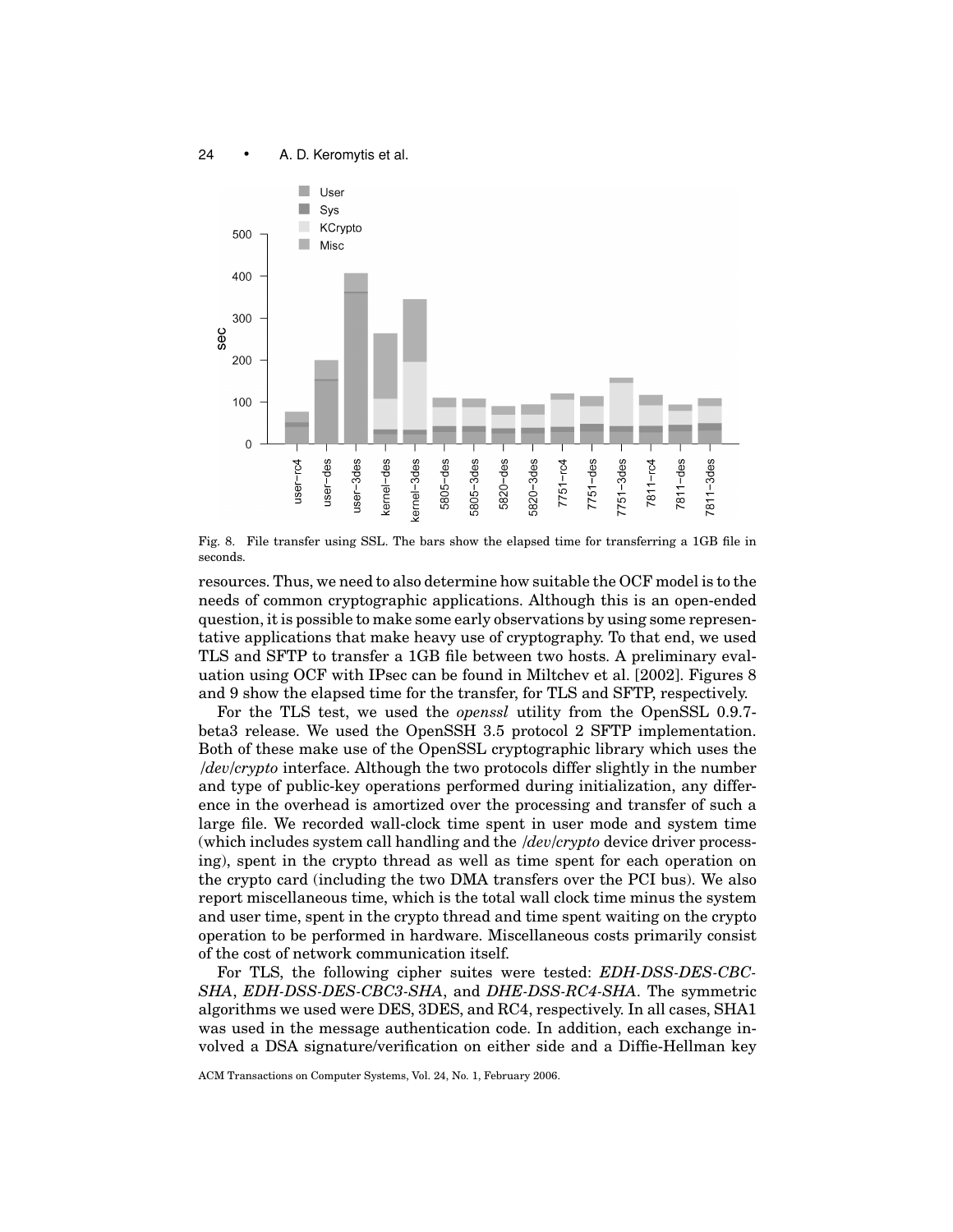Fig. 8. File transfer using SSL. The bars show the elapsed time for transferring a 1GB file in seconds.

resources. Thus, we need to also determine how suitable the OCF model is to the needs of common cryptographic applications. Although this is an open-ended question, it is possible to make some early observations by using some representative applications that make heavy use of cryptography. To that end, we used TLS and SFTP to transfer a 1GB file between two hosts. A preliminary evaluation using OCF with IPsec can be found in Miltchev et al. [2002]. Figures 8 and 9 show the elapsed time for the transfer, for TLS and SFTP, respectively.

For the TLS test, we used the *openssl* utility from the OpenSSL 0.9.7-beta3 release. We used the OpenSSH 3.5 protocol 2 SFTP implementation. Both of these make use of the OpenSSL cryptographic library which uses the */dev/crypto* interface. Although the two protocols differ slightly in the number and type of public-key operations performed during initialization, any difference in the overhead is amortized over the processing and transfer of such a large file. We recorded wall-clock time spent in user mode and system time (which includes system call handling and the */dev/crypto* device driver processing), spent in the crypto thread as well as time spent for each operation on the crypto card (including the two DMA transfers over the PCI bus). We also report miscellaneous time, which is the total wall clock time minus the system and user time, spent in the crypto thread and time spent waiting on the crypto operation to be performed in hardware. Miscellaneous costs primarily consist of the cost of network communication itself.

For TLS, the following cipher suites were tested: *EDH-DSS-DES-CBC-SHA*, *EDH-DSS-DES-CBC3-SHA*, and *DHE-DSS-RC4-SHA*. The symmetric algorithms we used were DES, 3DES, and RC4, respectively. In all cases, SHA1 was used in the message authentication code. In addition, each exchange involved a DSA signature/verification on either side and a Diffie-Hellman key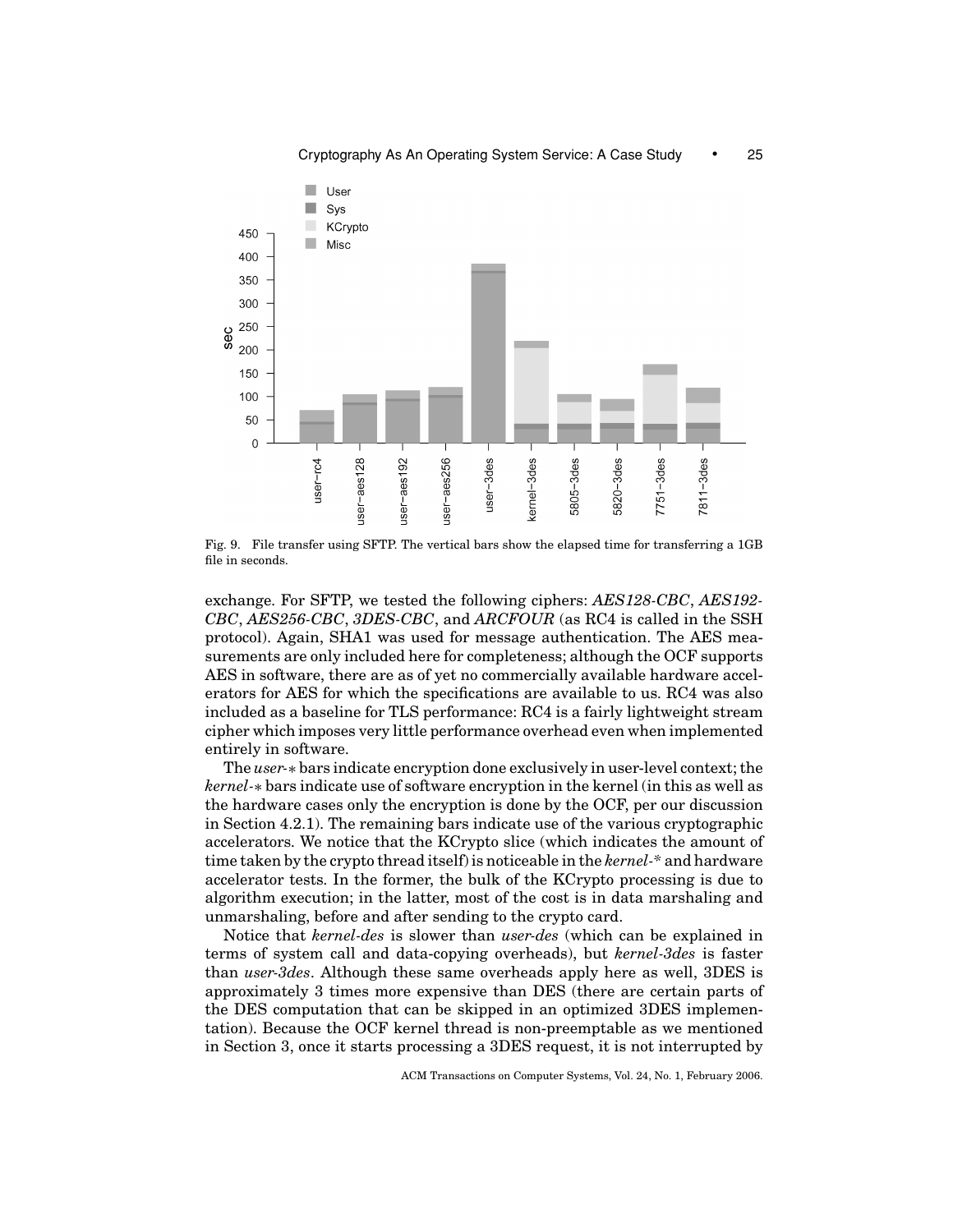Fig. 9. File transfer using SFTP. The vertical bars show the elapsed time for transferring a 1GB file in seconds.

exchange. For SFTP, we tested the following ciphers: *AES128-CBC*, *AES192-CBC*, *AES256-CBC*, *3DES-CBC*, and *ARCFOUR* (as RC4 is called in the SSH protocol). Again, SHA1 was used for message authentication. The AES measurements are only included here for completeness; although the OCF supports AES in software, there are as of yet no commercially available hardware accelerators for AES for which the specifications are available to us. RC4 was also included as a baseline for TLS performance: RC4 is a fairly lightweight stream cipher which imposes very little performance overhead even when implemented entirely in software.

The *user-∗* bars indicate encryption done exclusively in user-level context; the *kernel-∗* bars indicate use of software encryption in the kernel (in this as well as the hardware cases only the encryption is done by the OCF, per our discussion in Section 4.2.1). The remaining bars indicate use of the various cryptographic accelerators. We notice that the KCrypto slice (which indicates the amount of time taken by the crypto thread itself) is noticeable in the *kernel-\** and hardware accelerator tests. In the former, the bulk of the KCrypto processing is due to algorithm execution; in the latter, most of the cost is in data marshaling and unmarshaling, before and after sending to the crypto card.

Notice that *kernel-des* is slower than *user-des* (which can be explained in terms of system call and data-copying overheads), but *kernel-3des* is faster than *user-3des*. Although these same overheads apply here as well, 3DES is approximately 3 times more expensive than DES (there are certain parts of the DES computation that can be skipped in an optimized 3DES implementation). Because the OCF kernel thread is non-preemptable as we mentioned in Section 3, once it starts processing a 3DES request, it is not interrupted by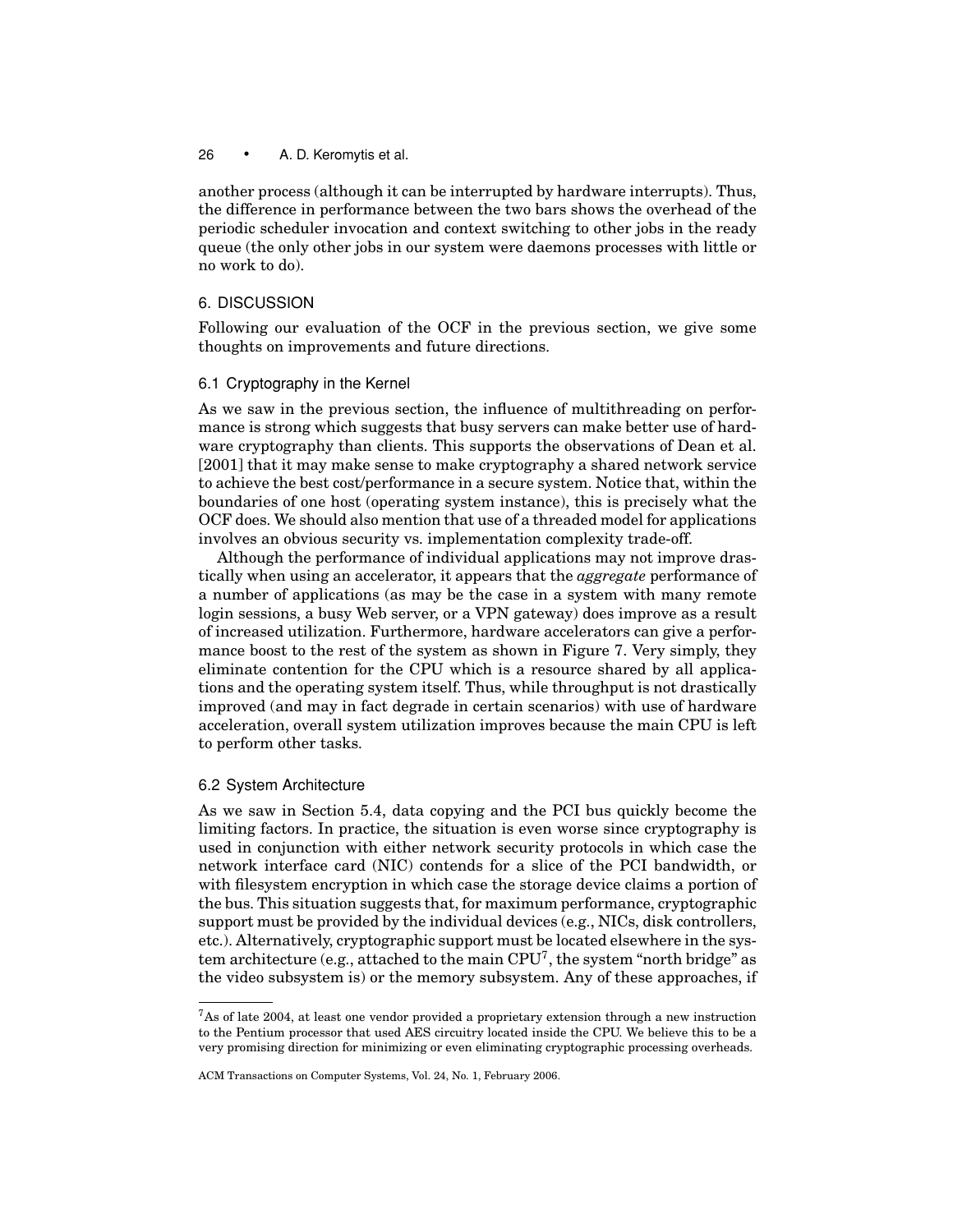another process (although it can be interrupted by hardware interrupts). Thus, the difference in performance between the two bars shows the overhead of the periodic scheduler invocation and context switching to other jobs in the ready queue (the only other jobs in our system were daemons processes with little or no work to do).

## 6. DISCUSSION

Following our evaluation of the OCF in the previous section, we give some thoughts on improvements and future directions.

### 6.1 Cryptography in the Kernel

As we saw in the previous section, the influence of multithreading on performance is strong which suggests that busy servers can make better use of hardware cryptography than clients. This supports the observations of Dean et al. [2001] that it may make sense to make cryptography a shared network service to achieve the best cost/performance in a secure system. Notice that, within the boundaries of one host (operating system instance), this is precisely what the OCF does. We should also mention that use of a threaded model for applications involves an obvious security vs. implementation complexity trade-off.

Although the performance of individual applications may not improve drastically when using an accelerator, it appears that the *aggregate* performance of a number of applications (as may be the case in a system with many remote login sessions, a busy Web server, or a VPN gateway) does improve as a result of increased utilization. Furthermore, hardware accelerators can give a performance boost to the rest of the system as shown in Figure 7. Very simply, they eliminate contention for the CPU which is a resource shared by all applications and the operating system itself. Thus, while throughput is not drastically improved (and may in fact degrade in certain scenarios) with use of hardware acceleration, overall system utilization improves because the main CPU is left to perform other tasks.

### 6.2 System Architecture

As we saw in Section 5.4, data copying and the PCI bus quickly become the limiting factors. In practice, the situation is even worse since cryptography is used in conjunction with either network security protocols in which case the network interface card (NIC) contends for a slice of the PCI bandwidth, or with filesystem encryption in which case the storage device claims a portion of the bus. This situation suggests that, for maximum performance, cryptographic support must be provided by the individual devices (e.g., NICs, disk controllers, etc.). Alternatively, cryptographic support must be located elsewhere in the system architecture (e.g., attached to the main CPU[7], the system "north bridge" as the video subsystem is) or the memory subsystem. Any of these approaches, if

[7] As of late 2004, at least one vendor provided a proprietary extension through a new instruction to the Pentium processor that used AES circuitry located inside the CPU. We believe this to be a very promising direction for minimizing or even eliminating cryptographic processing overheads.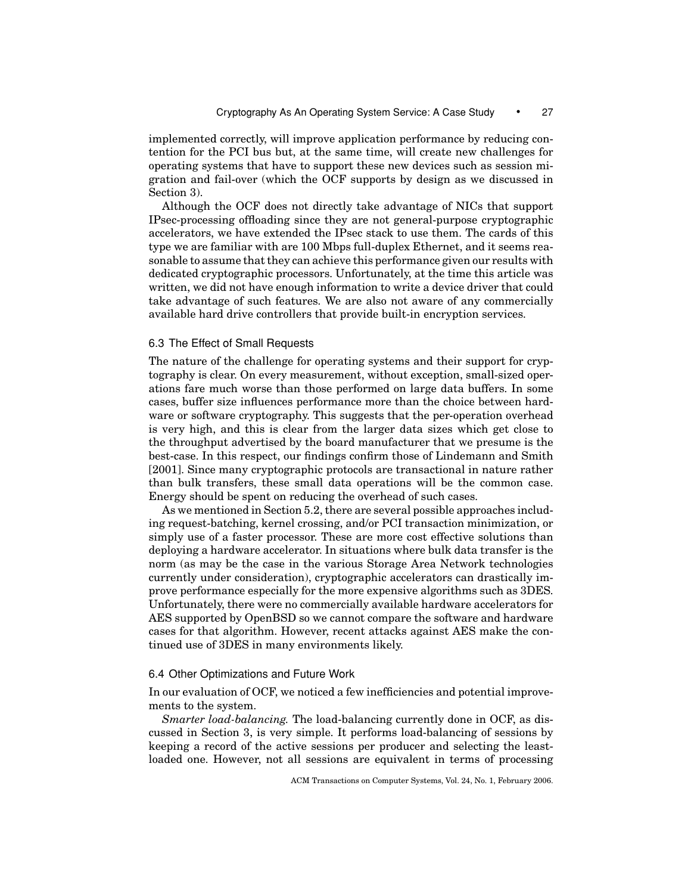implemented correctly, will improve application performance by reducing contention for the PCI bus but, at the same time, will create new challenges for operating systems that have to support these new devices such as session migration and fail-over (which the OCF supports by design as we discussed in Section 3).

Although the OCF does not directly take advantage of NICs that support IPsec-processing offloading since they are not general-purpose cryptographic accelerators, we have extended the IPsec stack to use them. The cards of this type we are familiar with are 100 Mbps full-duplex Ethernet, and it seems reasonable to assume that they can achieve this performance given our results with dedicated cryptographic processors. Unfortunately, at the time this article was written, we did not have enough information to write a device driver that could take advantage of such features. We are also not aware of any commercially available hard drive controllers that provide built-in encryption services.

### 6.3 The Effect of Small Requests

The nature of the challenge for operating systems and their support for cryptography is clear. On every measurement, without exception, small-sized operations fare much worse than those performed on large data buffers. In some cases, buffer size influences performance more than the choice between hardware or software cryptography. This suggests that the per-operation overhead is very high, and this is clear from the larger data sizes which get close to the throughput advertised by the board manufacturer that we presume is the best-case. In this respect, our findings confirm those of Lindemann and Smith [2001]. Since many cryptographic protocols are transactional in nature rather than bulk transfers, these small data operations will be the common case. Energy should be spent on reducing the overhead of such cases.

As we mentioned in Section 5.2, there are several possible approaches including request-batching, kernel crossing, and/or PCI transaction minimization, or simply use of a faster processor. These are more cost effective solutions than deploying a hardware accelerator. In situations where bulk data transfer is the norm (as may be the case in the various Storage Area Network technologies currently under consideration), cryptographic accelerators can drastically improve performance especially for the more expensive algorithms such as 3DES. Unfortunately, there were no commercially available hardware accelerators for AES supported by OpenBSD so we cannot compare the software and hardware cases for that algorithm. However, recent attacks against AES make the continued use of 3DES in many environments likely.

### 6.4 Other Optimizations and Future Work

In our evaluation of OCF, we noticed a few inefficiencies and potential improvements to the system.

*Smarter load-balancing.* The load-balancing currently done in OCF, as discussed in Section 3, is very simple. It performs load-balancing of sessions by keeping a record of the active sessions per producer and selecting the least-loaded one. However, not all sessions are equivalent in terms of processing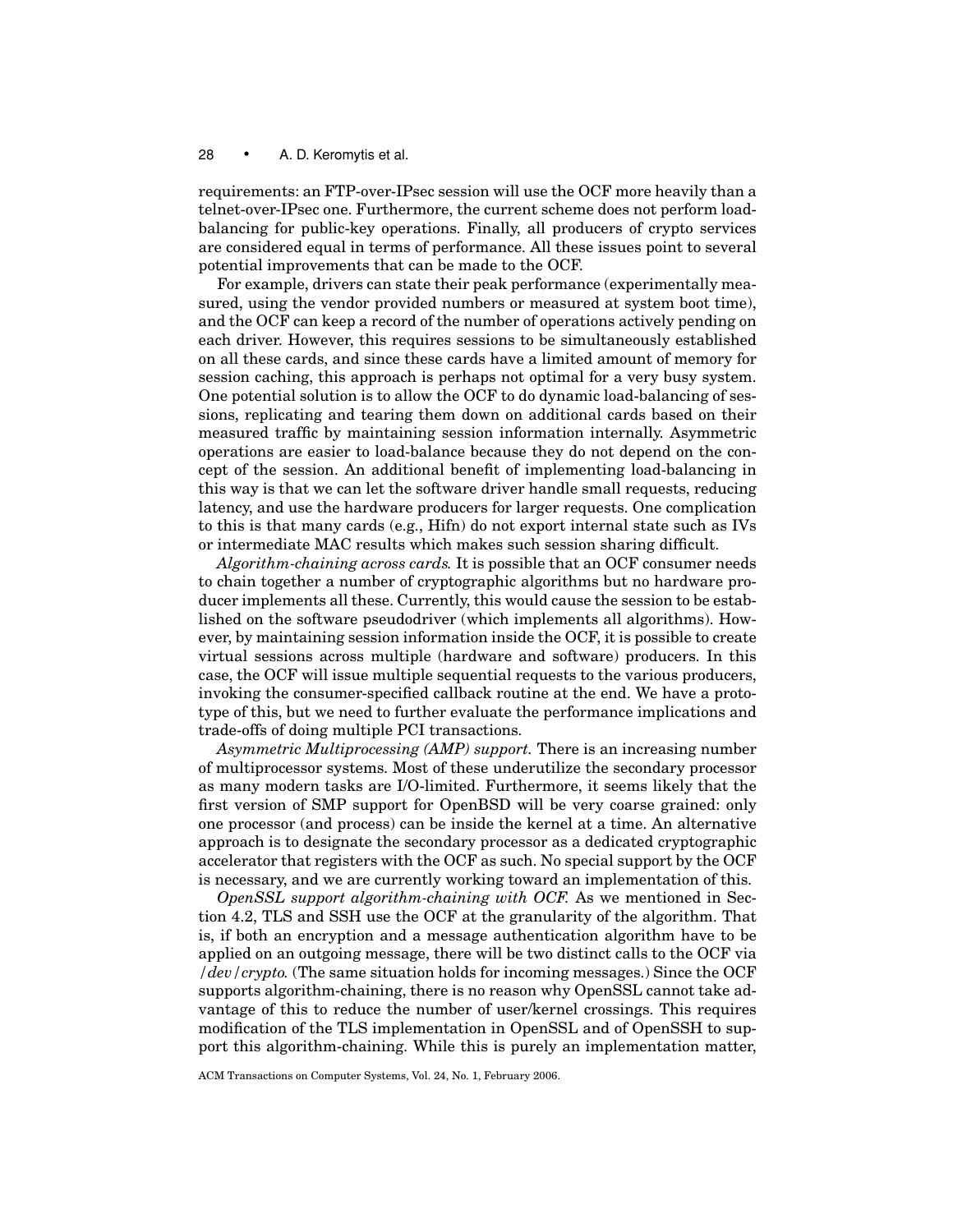requirements: an FTP-over-IPsec session will use the OCF more heavily than a telnet-over-IPsec one. Furthermore, the current scheme does not perform load-balancing for public-key operations. Finally, all producers of crypto services are considered equal in terms of performance. All these issues point to several potential improvements that can be made to the OCF.

For example, drivers can state their peak performance (experimentally measured, using the vendor provided numbers or measured at system boot time), and the OCF can keep a record of the number of operations actively pending on each driver. However, this requires sessions to be simultaneously established on all these cards, and since these cards have a limited amount of memory for session caching, this approach is perhaps not optimal for a very busy system. One potential solution is to allow the OCF to do dynamic load-balancing of sessions, replicating and tearing them down on additional cards based on their measured traffic by maintaining session information internally. Asymmetric operations are easier to load-balance because they do not depend on the concept of the session. An additional benefit of implementing load-balancing in this way is that we can let the software driver handle small requests, reducing latency, and use the hardware producers for larger requests. One complication to this is that many cards (e.g., Hifn) do not export internal state such as IVs or intermediate MAC results which makes such session sharing difficult.

*Algorithm-chaining across cards.* It is possible that an OCF consumer needs to chain together a number of cryptographic algorithms but no hardware producer implements all these. Currently, this would cause the session to be established on the software pseudodriver (which implements all algorithms). However, by maintaining session information inside the OCF, it is possible to create virtual sessions across multiple (hardware and software) producers. In this case, the OCF will issue multiple sequential requests to the various producers, invoking the consumer-specified callback routine at the end. We have a prototype of this, but we need to further evaluate the performance implications and trade-offs of doing multiple PCI transactions.

*Asymmetric Multiprocessing (AMP) support.* There is an increasing number of multiprocessor systems. Most of these underutilize the secondary processor as many modern tasks are I/O-limited. Furthermore, it seems likely that the first version of SMP support for OpenBSD will be very coarse grained: only one processor (and process) can be inside the kernel at a time. An alternative approach is to designate the secondary processor as a dedicated cryptographic accelerator that registers with the OCF as such. No special support by the OCF is necessary, and we are currently working toward an implementation of this.

*OpenSSL support algorithm-chaining with OCF.* As we mentioned in Section 4.2, TLS and SSH use the OCF at the granularity of the algorithm. That is, if both an encryption and a message authentication algorithm have to be applied on an outgoing message, there will be two distinct calls to the OCF via */dev/crypto*. (The same situation holds for incoming messages.) Since the OCF supports algorithm-chaining, there is no reason why OpenSSL cannot take advantage of this to reduce the number of user/kernel crossings. This requires modification of the TLS implementation in OpenSSL and of OpenSSH to support this algorithm-chaining. While this is purely an implementation matter,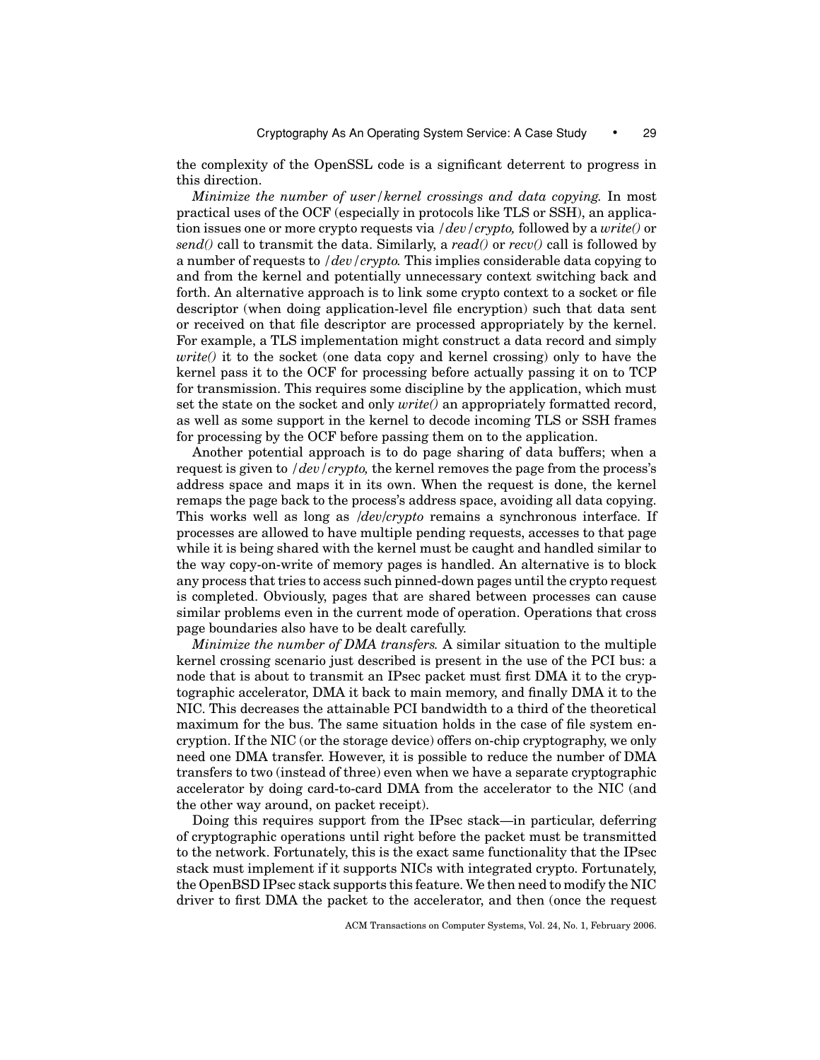the complexity of the OpenSSL code is a significant deterrent to progress in this direction.

*Minimize the number of user/kernel crossings and data copying.* In most practical uses of the OCF (especially in protocols like TLS or SSH), an application issues one or more crypto requests via */dev/crypto,* followed by a *write()* or *send()* call to transmit the data. Similarly, a *read()* or *recv()* call is followed by a number of requests to */dev/crypto.* This implies considerable data copying to and from the kernel and potentially unnecessary context switching back and forth. An alternative approach is to link some crypto context to a socket or file descriptor (when doing application-level file encryption) such that data sent or received on that file descriptor are processed appropriately by the kernel. For example, a TLS implementation might construct a data record and simply *write()* it to the socket (one data copy and kernel crossing) only to have the kernel pass it to the OCF for processing before actually passing it on to TCP for transmission. This requires some discipline by the application, which must set the state on the socket and only *write()* an appropriately formatted record, as well as some support in the kernel to decode incoming TLS or SSH frames for processing by the OCF before passing them on to the application.

Another potential approach is to do page sharing of data buffers; when a request is given to */dev/crypto,* the kernel removes the page from the process's address space and maps it in its own. When the request is done, the kernel remaps the page back to the process's address space, avoiding all data copying. This works well as long as */dev/crypto* remains a synchronous interface. If processes are allowed to have multiple pending requests, accesses to that page while it is being shared with the kernel must be caught and handled similar to the way copy-on-write of memory pages is handled. An alternative is to block any process that tries to access such pinned-down pages until the crypto request is completed. Obviously, pages that are shared between processes can cause similar problems even in the current mode of operation. Operations that cross page boundaries also have to be dealt carefully.

*Minimize the number of DMA transfers.* A similar situation to the multiple kernel crossing scenario just described is present in the use of the PCI bus: a node that is about to transmit an IPsec packet must first DMA it to the cryptographic accelerator, DMA it back to main memory, and finally DMA it to the NIC. This decreases the attainable PCI bandwidth to a third of the theoretical maximum for the bus. The same situation holds in the case of file system encryption. If the NIC (or the storage device) offers on-chip cryptography, we only need one DMA transfer. However, it is possible to reduce the number of DMA transfers to two (instead of three) even when we have a separate cryptographic accelerator by doing card-to-card DMA from the accelerator to the NIC (and the other way around, on packet receipt).

Doing this requires support from the IPsec stack—in particular, deferring of cryptographic operations until right before the packet must be transmitted to the network. Fortunately, this is the exact same functionality that the IPsec stack must implement if it supports NICs with integrated crypto. Fortunately, the OpenBSD IPsec stack supports this feature. We then need to modify the NIC driver to first DMA the packet to the accelerator, and then (once the request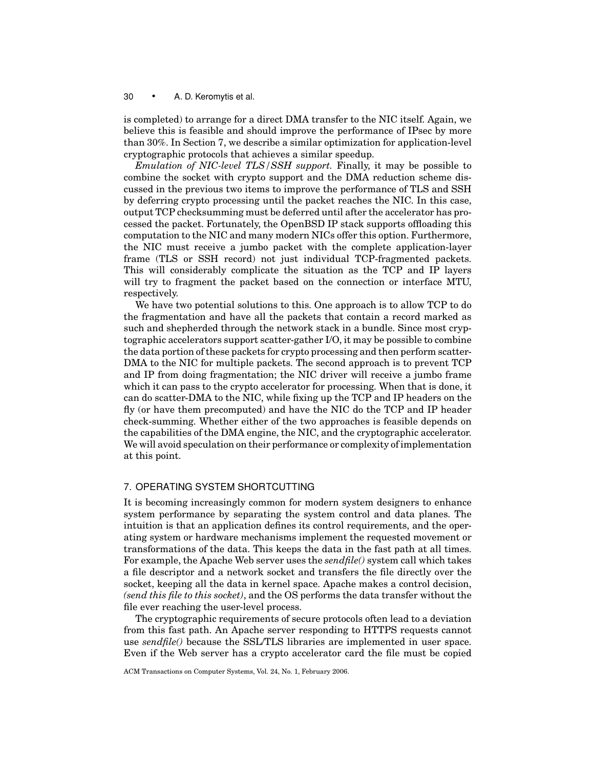is completed) to arrange for a direct DMA transfer to the NIC itself. Again, we believe this is feasible and should improve the performance of IPsec by more than 30%. In Section 7, we describe a similar optimization for application-level cryptographic protocols that achieves a similar speedup.

*Emulation of NIC-level TLS/SSH support.* Finally, it may be possible to combine the socket with crypto support and the DMA reduction scheme discussed in the previous two items to improve the performance of TLS and SSH by deferring crypto processing until the packet reaches the NIC. In this case, output TCP checksumming must be deferred until after the accelerator has processed the packet. Fortunately, the OpenBSD IP stack supports offloading this computation to the NIC and many modern NICs offer this option. Furthermore, the NIC must receive a jumbo packet with the complete application-layer frame (TLS or SSH record) not just individual TCP-fragmented packets. This will considerably complicate the situation as the TCP and IP layers will try to fragment the packet based on the connection or interface MTU, respectively.

We have two potential solutions to this. One approach is to allow TCP to do the fragmentation and have all the packets that contain a record marked as such and shepherded through the network stack in a bundle. Since most cryptographic accelerators support scatter-gather I/O, it may be possible to combine the data portion of these packets for crypto processing and then perform scatter-DMA to the NIC for multiple packets. The second approach is to prevent TCP and IP from doing fragmentation; the NIC driver will receive a jumbo frame which it can pass to the crypto accelerator for processing. When that is done, it can do scatter-DMA to the NIC, while fixing up the TCP and IP headers on the fly (or have them precomputed) and have the NIC do the TCP and IP header check-summing. Whether either of the two approaches is feasible depends on the capabilities of the DMA engine, the NIC, and the cryptographic accelerator. We will avoid speculation on their performance or complexity of implementation at this point.

## 7. OPERATING SYSTEM SHORTCUTTING

It is becoming increasingly common for modern system designers to enhance system performance by separating the system control and data planes. The intuition is that an application defines its control requirements, and the operating system or hardware mechanisms implement the requested movement or transformations of the data. This keeps the data in the fast path at all times. For example, the Apache Web server uses the *sendfile()* system call which takes a file descriptor and a network socket and transfers the file directly over the socket, keeping all the data in kernel space. Apache makes a control decision, *(send this file to this socket)*, and the OS performs the data transfer without the file ever reaching the user-level process.

The cryptographic requirements of secure protocols often lead to a deviation from this fast path. An Apache server responding to HTTPS requests cannot use *sendfile()* because the SSL/TLS libraries are implemented in user space. Even if the Web server has a crypto accelerator card the file must be copied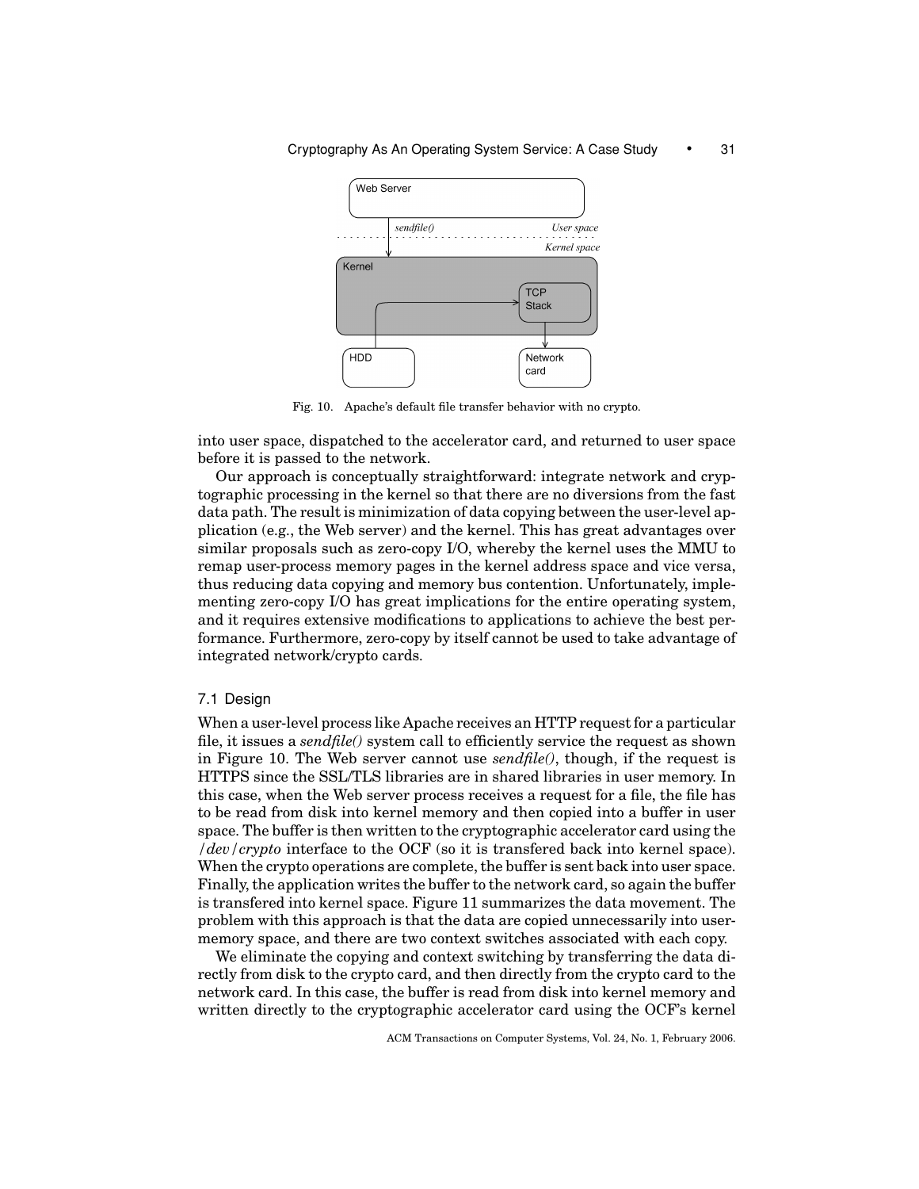Web Server

sendfile()

User space

Kernel space

Kernel

TCP Stack

HDD

Network card

Fig. 10. Apache's default file transfer behavior with no crypto.

into user space, dispatched to the accelerator card, and returned to user space before it is passed to the network.

Our approach is conceptually straightforward: integrate network and cryptographic processing in the kernel so that there are no diversions from the fast data path. The result is minimization of data copying between the user-level application (e.g., the Web server) and the kernel. This has great advantages over similar proposals such as zero-copy I/O, whereby the kernel uses the MMU to remap user-process memory pages in the kernel address space and vice versa, thus reducing data copying and memory bus contention. Unfortunately, implementing zero-copy I/O has great implications for the entire operating system, and it requires extensive modifications to applications to achieve the best performance. Furthermore, zero-copy by itself cannot be used to take advantage of integrated network/crypto cards.

## 7.1 Design

When a user-level process like Apache receives an HTTP request for a particular file, it issues a *sendfile()* system call to efficiently service the request as shown in Figure 10. The Web server cannot use *sendfile()*, though, if the request is HTTPS since the SSL/TLS libraries are in shared libraries in user memory. In this case, when the Web server process receives a request for a file, the file has to be read from disk into kernel memory and then copied into a buffer in user space. The buffer is then written to the cryptographic accelerator card using the */dev/crypto* interface to the OCF (so it is transfered back into kernel space). When the crypto operations are complete, the buffer is sent back into user space. Finally, the application writes the buffer to the network card, so again the buffer is transfered into kernel space. Figure 11 summarizes the data movement. The problem with this approach is that the data are copied unnecessarily into user-memory space, and there are two context switches associated with each copy.

We eliminate the copying and context switching by transferring the data directly from disk to the crypto card, and then directly from the crypto card to the network card. In this case, the buffer is read from disk into kernel memory and written directly to the cryptographic accelerator card using the OCF's kernel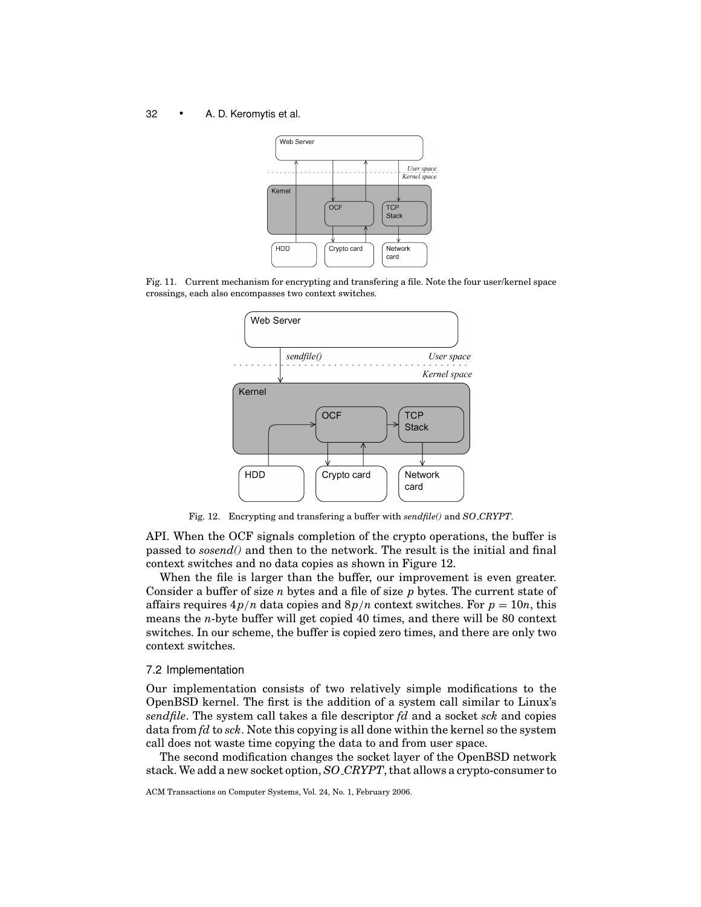Fig. 11. Current mechanism for encrypting and transfering a file. Note the four user/kernel space crossings, each also encompasses two context switches.

Fig. 12. Encrypting and transfering a buffer with *sendfile()* and *SO_CRYPT*.

API. When the OCF signals completion of the crypto operations, the buffer is passed to *sosend()* and then to the network. The result is the initial and final context switches and no data copies as shown in Figure 12.

When the file is larger than the buffer, our improvement is even greater. Consider a buffer of size $n$ bytes and a file of size $p$ bytes. The current state of affairs requires $4p/n$ data copies and $8p/n$ context switches. For $p = 10n$, this means the $n$-byte buffer will get copied 40 times, and there will be 80 context switches. In our scheme, the buffer is copied zero times, and there are only two context switches.

### 7.2 Implementation

Our implementation consists of two relatively simple modifications to the OpenBSD kernel. The first is the addition of a system call similar to Linux's *sendfile*. The system call takes a file descriptor *fd* and a socket *sck* and copies data from *fd* to *sck*. Note this copying is all done within the kernel so the system call does not waste time copying the data to and from user space.

The second modification changes the socket layer of the OpenBSD network stack. We add a new socket option, *SO_CRYPT*, that allows a crypto-consumer to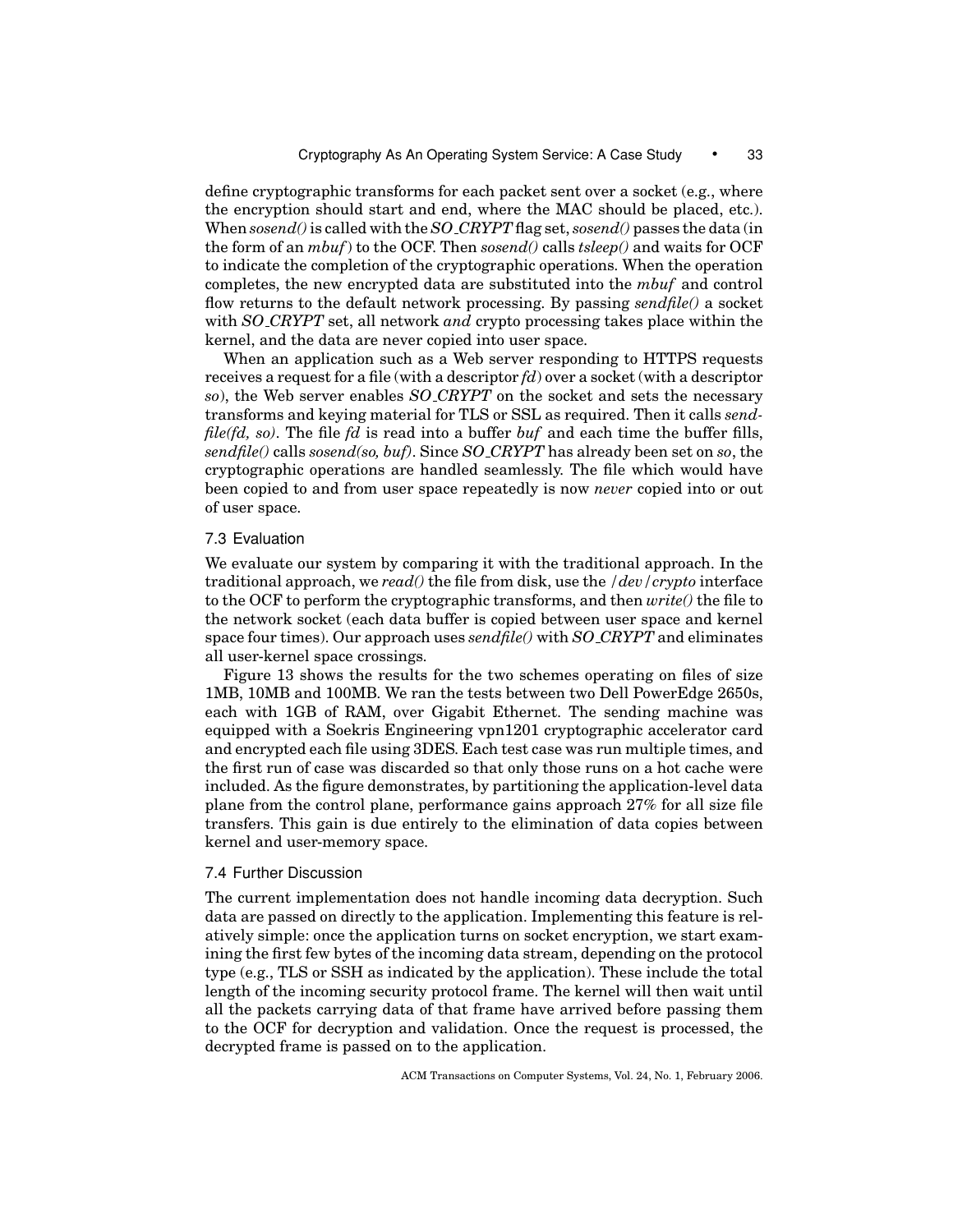define cryptographic transforms for each packet sent over a socket (e.g., where the encryption should start and end, where the MAC should be placed, etc.). When *sosend()* is called with the *SO_CRYPT* flag set, *sosend()* passes the data (in the form of an *mbuf*) to the OCF. Then *sosend()* calls *tsleep()* and waits for OCF to indicate the completion of the cryptographic operations. When the operation completes, the new encrypted data are substituted into the *mbuf* and control flow returns to the default network processing. By passing *sendfile()* a socket with *SO_CRYPT* set, all network *and* crypto processing takes place within the kernel, and the data are never copied into user space.

When an application such as a Web server responding to HTTPS requests receives a request for a file (with a descriptor *fd*) over a socket (with a descriptor *so*), the Web server enables *SO_CRYPT* on the socket and sets the necessary transforms and keying material for TLS or SSL as required. Then it calls *sendfile(fd, so)*. The file *fd* is read into a buffer *buf* and each time the buffer fills, *sendfile()* calls *sosend(so, buf)*. Since *SO_CRYPT* has already been set on *so*, the cryptographic operations are handled seamlessly. The file which would have been copied to and from user space repeatedly is now *never* copied into or out of user space.

### 7.3 Evaluation

We evaluate our system by comparing it with the traditional approach. In the traditional approach, we *read()* the file from disk, use the */dev/crypto* interface to the OCF to perform the cryptographic transforms, and then *write()* the file to the network socket (each data buffer is copied between user space and kernel space four times). Our approach uses *sendfile()* with *SO_CRYPT* and eliminates all user-kernel space crossings.

Figure 13 shows the results for the two schemes operating on files of size 1MB, 10MB and 100MB. We ran the tests between two Dell PowerEdge 2650s, each with 1GB of RAM, over Gigabit Ethernet. The sending machine was equipped with a Soekris Engineering vpn1201 cryptographic accelerator card and encrypted each file using 3DES. Each test case was run multiple times, and the first run of case was discarded so that only those runs on a hot cache were included. As the figure demonstrates, by partitioning the application-level data plane from the control plane, performance gains approach 27% for all size file transfers. This gain is due entirely to the elimination of data copies between kernel and user-memory space.

### 7.4 Further Discussion

The current implementation does not handle incoming data decryption. Such data are passed on directly to the application. Implementing this feature is relatively simple: once the application turns on socket encryption, we start examining the first few bytes of the incoming data stream, depending on the protocol type (e.g., TLS or SSH as indicated by the application). These include the total length of the incoming security protocol frame. The kernel will then wait until all the packets carrying data of that frame have arrived before passing them to the OCF for decryption and validation. Once the request is processed, the decrypted frame is passed on to the application.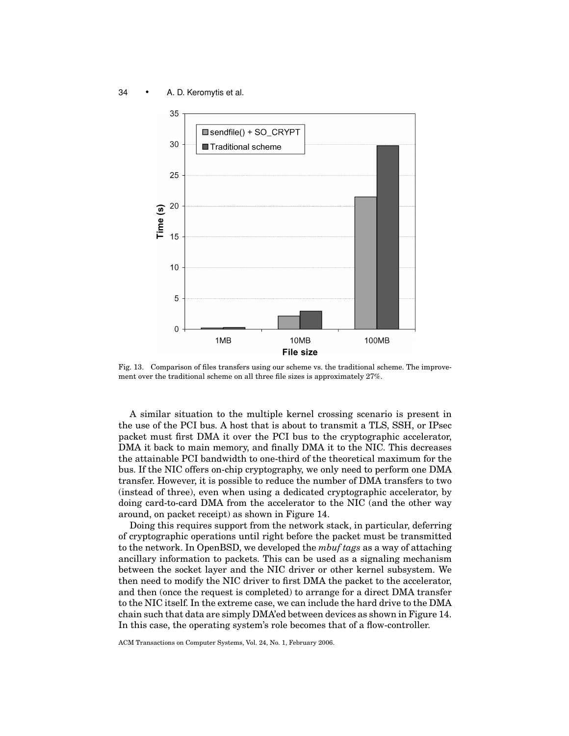Fig. 13. Comparison of files transfers using our scheme vs. the traditional scheme. The improvement over the traditional scheme on all three file sizes is approximately 27%.

A similar situation to the multiple kernel crossing scenario is present in the use of the PCI bus. A host that is about to transmit a TLS, SSH, or IPsec packet must first DMA it over the PCI bus to the cryptographic accelerator, DMA it back to main memory, and finally DMA it to the NIC. This decreases the attainable PCI bandwidth to one-third of the theoretical maximum for the bus. If the NIC offers on-chip cryptography, we only need to perform one DMA transfer. However, it is possible to reduce the number of DMA transfers to two (instead of three), even when using a dedicated cryptographic accelerator, by doing card-to-card DMA from the accelerator to the NIC (and the other way around, on packet receipt) as shown in Figure 14.

Doing this requires support from the network stack, in particular, deferring of cryptographic operations until right before the packet must be transmitted to the network. In OpenBSD, we developed the *mbuf tags* as a way of attaching ancillary information to packets. This can be used as a signaling mechanism between the socket layer and the NIC driver or other kernel subsystem. We then need to modify the NIC driver to first DMA the packet to the accelerator, and then (once the request is completed) to arrange for a direct DMA transfer to the NIC itself. In the extreme case, we can include the hard drive to the DMA chain such that data are simply DMA'ed between devices as shown in Figure 14. In this case, the operating system's role becomes that of a flow-controller.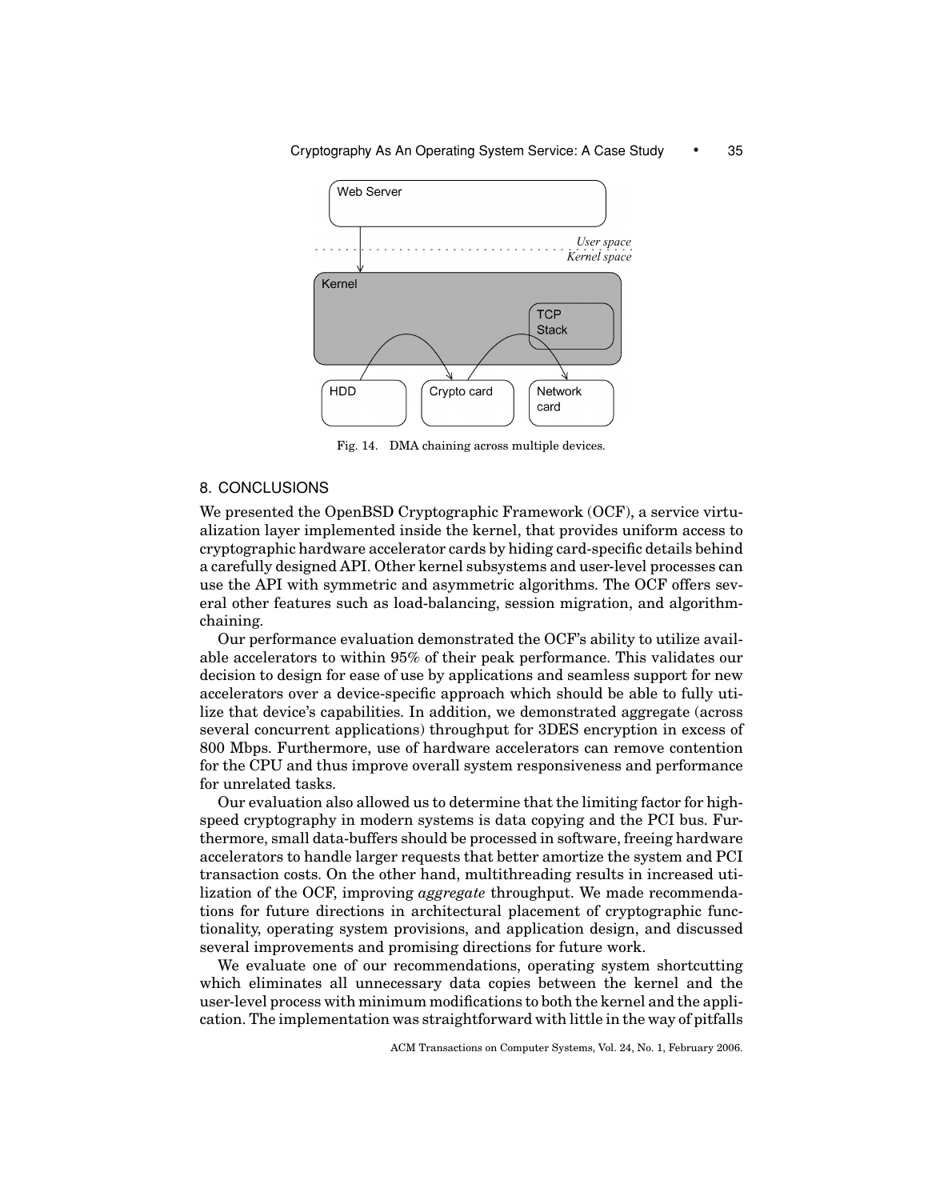Fig. 14. DMA chaining across multiple devices.

## 8. CONCLUSIONS

We presented the OpenBSD Cryptographic Framework (OCF), a service virtualization layer implemented inside the kernel, that provides uniform access to cryptographic hardware accelerator cards by hiding card-specific details behind a carefully designed API. Other kernel subsystems and user-level processes can use the API with symmetric and asymmetric algorithms. The OCF offers several other features such as load-balancing, session migration, and algorithm-chaining.

Our performance evaluation demonstrated the OCF's ability to utilize available accelerators to within 95% of their peak performance. This validates our decision to design for ease of use by applications and seamless support for new accelerators over a device-specific approach which should be able to fully utilize that device's capabilities. In addition, we demonstrated aggregate (across several concurrent applications) throughput for 3DES encryption in excess of 800 Mbps. Furthermore, use of hardware accelerators can remove contention for the CPU and thus improve overall system responsiveness and performance for unrelated tasks.

Our evaluation also allowed us to determine that the limiting factor for high-speed cryptography in modern systems is data copying and the PCI bus. Furthermore, small data-buffers should be processed in software, freeing hardware accelerators to handle larger requests that better amortize the system and PCI transaction costs. On the other hand, multithreading results in increased utilization of the OCF, improving *aggregate* throughput. We made recommendations for future directions in architectural placement of cryptographic functionality, operating system provisions, and application design, and discussed several improvements and promising directions for future work.

We evaluate one of our recommendations, operating system shortcutting which eliminates all unnecessary data copies between the kernel and the user-level process with minimum modifications to both the kernel and the application. The implementation was straightforward with little in the way of pitfalls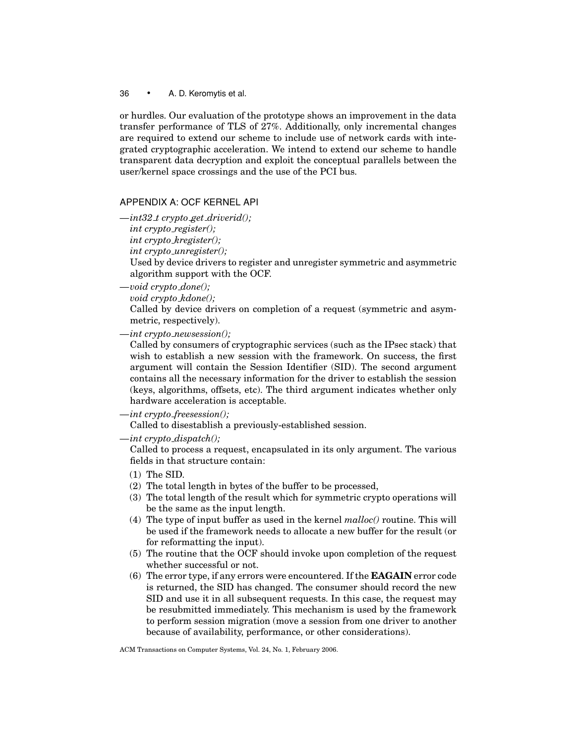or hurdles. Our evaluation of the prototype shows an improvement in the data transfer performance of TLS of 27%. Additionally, only incremental changes are required to extend our scheme to include use of network cards with integrated cryptographic acceleration. We intend to extend our scheme to handle transparent data decryption and exploit the conceptual parallels between the user/kernel space crossings and the use of the PCI bus.

## APPENDIX A: OCF KERNEL API

—*int32_t crypto_get_driverid();*
*int crypto_register();*
*int crypto_kregister();*
*int crypto_unregister();*
Used by device drivers to register and unregister symmetric and asymmetric algorithm support with the OCF.

—*void crypto_done();*
*void crypto_kdone();*
Called by device drivers on completion of a request (symmetric and asymmetric, respectively).

—*int crypto_newsession();*
Called by consumers of cryptographic services (such as the IPsec stack) that wish to establish a new session with the framework. On success, the first argument will contain the Session Identifier (SID). The second argument contains all the necessary information for the driver to establish the session (keys, algorithms, offsets, etc). The third argument indicates whether only hardware acceleration is acceptable.

—*int crypto_freesession();*
Called to disestablish a previously-established session.

—*int crypto_dispatch();*
Called to process a request, encapsulated in its only argument. The various fields in that structure contain:

1. The SID.
2. The total length in bytes of the buffer to be processed,
3. The total length of the result which for symmetric crypto operations will be the same as the input length.
4. The type of input buffer as used in the kernel *malloc()* routine. This will be used if the framework needs to allocate a new buffer for the result (or for reformatting the input).
5. The routine that the OCF should invoke upon completion of the request whether successful or not.
6. The error type, if any errors were encountered. If the **EAGAIN** error code is returned, the SID has changed. The consumer should record the new SID and use it in all subsequent requests. In this case, the request may be resubmitted immediately. This mechanism is used by the framework to perform session migration (move a session from one driver to another because of availability, performance, or other considerations).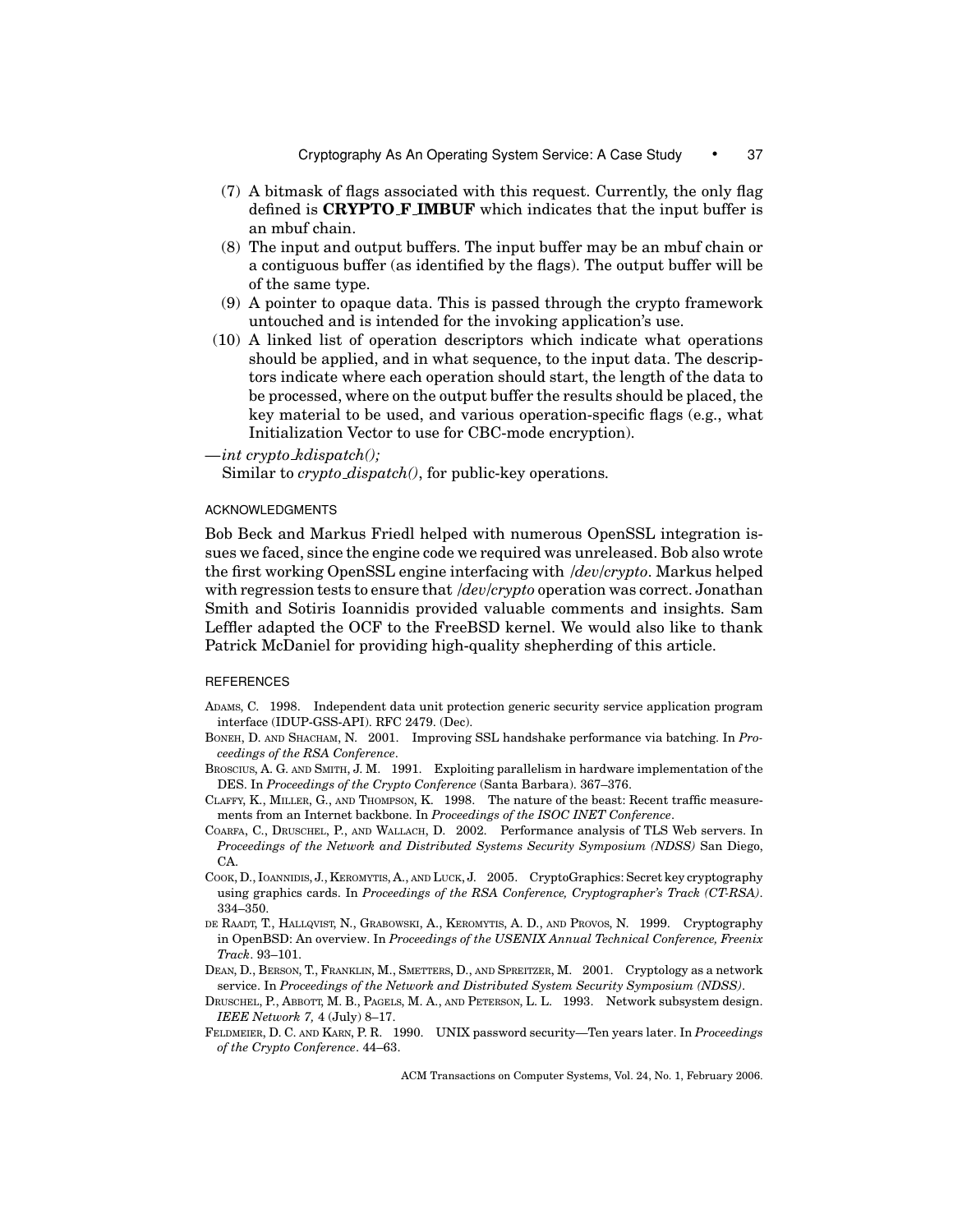(7) A bitmask of flags associated with this request. Currently, the only flag defined is **CRYPTO_F_IMBUF** which indicates that the input buffer is an mbuf chain.

(8) The input and output buffers. The input buffer may be an mbuf chain or a contiguous buffer (as identified by the flags). The output buffer will be of the same type.

(9) A pointer to opaque data. This is passed through the crypto framework untouched and is intended for the invoking application's use.

(10) A linked list of operation descriptors which indicate what operations should be applied, and in what sequence, to the input data. The descriptors indicate where each operation should start, the length of the data to be processed, where on the output buffer the results should be placed, the key material to be used, and various operation-specific flags (e.g., what Initialization Vector to use for CBC-mode encryption).

—*int crypto_kdispatch();*
Similar to *crypto_dispatch()*, for public-key operations.

## ACKNOWLEDGMENTS

Bob Beck and Markus Friedl helped with numerous OpenSSL integration issues we faced, since the engine code we required was unreleased. Bob also wrote the first working OpenSSL engine interfacing with */dev/crypto*. Markus helped with regression tests to ensure that */dev/crypto* operation was correct. Jonathan Smith and Sotiris Ioannidis provided valuable comments and insights. Sam Leffler adapted the OCF to the FreeBSD kernel. We would also like to thank Patrick McDaniel for providing high-quality shepherding of this article.

## REFERENCES

Adams, C. 1998. Independent data unit protection generic security service application program interface (IDUP-GSS-API). RFC 2479. (Dec).

Boneh, D. and Shacham, N. 2001. Improving SSL handshake performance via batching. In *Proceedings of the RSA Conference*.

Broscius, A. G. and Smith, J. M. 1991. Exploiting parallelism in hardware implementation of the DES. In *Proceedings of the Crypto Conference* (Santa Barbara). 367–376.

Claffy, K., Miller, G., and Thompson, K. 1998. The nature of the beast: Recent traffic measurements from an Internet backbone. In *Proceedings of the ISOC INET Conference*.

Coarfa, C., Druschel, P., and Wallach, D. 2002. Performance analysis of TLS Web servers. In *Proceedings of the Network and Distributed Systems Security Symposium (NDSS)* San Diego, CA.

Cook, D., Ioannidis, J., Keromytis, A., and Luck, J. 2005. CryptoGraphics: Secret key cryptography using graphics cards. In *Proceedings of the RSA Conference, Cryptographer's Track (CT-RSA)*. 334–350.

de Raadt, T., Hallqvist, N., Grabowski, A., Keromytis, A. D., and Provos, N. 1999. Cryptography in OpenBSD: An overview. In *Proceedings of the USENIX Annual Technical Conference, Freenix Track*. 93–101.

Dean, D., Berson, T., Franklin, M., Smetters, D., and Spreitzer, M. 2001. Cryptology as a network service. In *Proceedings of the Network and Distributed System Security Symposium (NDSS)*.

Druschel, P., Abbott, M. B., Pagels, M. A., and Peterson, L. L. 1993. Network subsystem design. *IEEE Network 7,* 4 (July) 8–17.

Feldmeier, D. C. and Karn, P. R. 1990. UNIX password security—Ten years later. In *Proceedings of the Crypto Conference*. 44–63.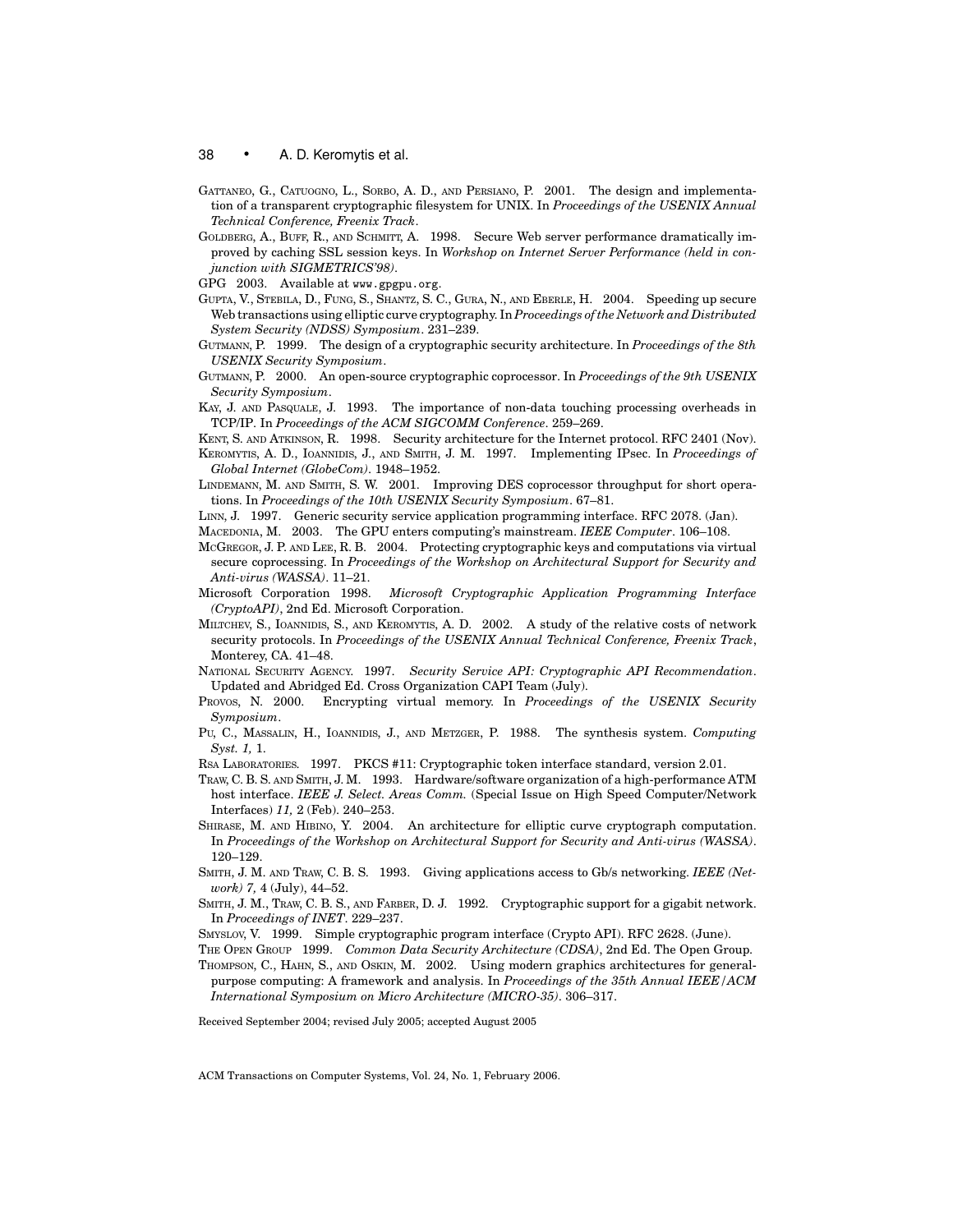GATTANEO, G., CATUOGNO, L., SORBO, A. D., AND PERSIANO, P. 2001. The design and implementation of a transparent cryptographic filesystem for UNIX. In *Proceedings of the USENIX Annual Technical Conference, Freenix Track*.

GOLDBERG, A., BUFF, R., AND SCHMITT, A. 1998. Secure Web server performance dramatically improved by caching SSL session keys. In *Workshop on Internet Server Performance (held in conjunction with SIGMETRICS'98)*.

GPG 2003. Available at www.gpgpu.org.

GUPTA, V., STEBILA, D., FUNG, S., SHANTZ, S. C., GURA, N., AND EBERLE, H. 2004. Speeding up secure Web transactions using elliptic curve cryptography. In *Proceedings of the Network and Distributed System Security (NDSS) Symposium*. 231–239.

GUTMANN, P. 1999. The design of a cryptographic security architecture. In *Proceedings of the 8th USENIX Security Symposium*.

GUTMANN, P. 2000. An open-source cryptographic coprocessor. In *Proceedings of the 9th USENIX Security Symposium*.

KAY, J. AND PASQUALE, J. 1993. The importance of non-data touching processing overheads in TCP/IP. In *Proceedings of the ACM SIGCOMM Conference*. 259–269.

KENT, S. AND ATKINSON, R. 1998. Security architecture for the Internet protocol. RFC 2401 (Nov).

KEROMYTIS, A. D., IOANNIDIS, J., AND SMITH, J. M. 1997. Implementing IPsec. In *Proceedings of Global Internet (GlobeCom)*. 1948–1952.

LINDEMANN, M. AND SMITH, S. W. 2001. Improving DES coprocessor throughput for short operations. In *Proceedings of the 10th USENIX Security Symposium*. 67–81.

LINN, J. 1997. Generic security service application programming interface. RFC 2078. (Jan).

MACEDONIA, M. 2003. The GPU enters computing's mainstream. *IEEE Computer*. 106–108.

MCGREGOR, J. P. AND LEE, R. B. 2004. Protecting cryptographic keys and computations via virtual secure coprocessing. In *Proceedings of the Workshop on Architectural Support for Security and Anti-virus (WASSA)*. 11–21.

Microsoft Corporation 1998. *Microsoft Cryptographic Application Programming Interface (CryptoAPI)*, 2nd Ed. Microsoft Corporation.

MILTCHEV, S., IOANNIDIS, S., AND KEROMYTIS, A. D. 2002. A study of the relative costs of network security protocols. In *Proceedings of the USENIX Annual Technical Conference, Freenix Track*, Monterey, CA. 41–48.

NATIONAL SECURITY AGENCY. 1997. *Security Service API: Cryptographic API Recommendation*. Updated and Abridged Ed. Cross Organization CAPI Team (July).

PROVOS, N. 2000. Encrypting virtual memory. In *Proceedings of the USENIX Security Symposium*.

PU, C., MASSALIN, H., IOANNIDIS, J., AND METZGER, P. 1988. The synthesis system. *Computing Syst. 1,* 1.

RSA LABORATORIES. 1997. PKCS #11: Cryptographic token interface standard, version 2.01.

TRAW, C. B. S. AND SMITH, J. M. 1993. Hardware/software organization of a high-performance ATM host interface. *IEEE J. Select. Areas Comm.* (Special Issue on High Speed Computer/Network Interfaces) *11,* 2 (Feb). 240–253.

SHIRASE, M. AND HIBINO, Y. 2004. An architecture for elliptic curve cryptograph computation. In *Proceedings of the Workshop on Architectural Support for Security and Anti-virus (WASSA)*. 120–129.

SMITH, J. M. AND TRAW, C. B. S. 1993. Giving applications access to Gb/s networking. *IEEE (Network) 7,* 4 (July), 44–52.

SMITH, J. M., TRAW, C. B. S., AND FARBER, D. J. 1992. Cryptographic support for a gigabit network. In *Proceedings of INET*. 229–237.

SMYSLOV, V. 1999. Simple cryptographic program interface (Crypto API). RFC 2628. (June).

THE OPEN GROUP 1999. *Common Data Security Architecture (CDSA)*, 2nd Ed. The Open Group.

THOMPSON, C., HAHN, S., AND OSKIN, M. 2002. Using modern graphics architectures for general-purpose computing: A framework and analysis. In *Proceedings of the 35th Annual IEEE/ACM International Symposium on Micro Architecture (MICRO-35)*. 306–317.

Received September 2004; revised July 2005; accepted August 2005